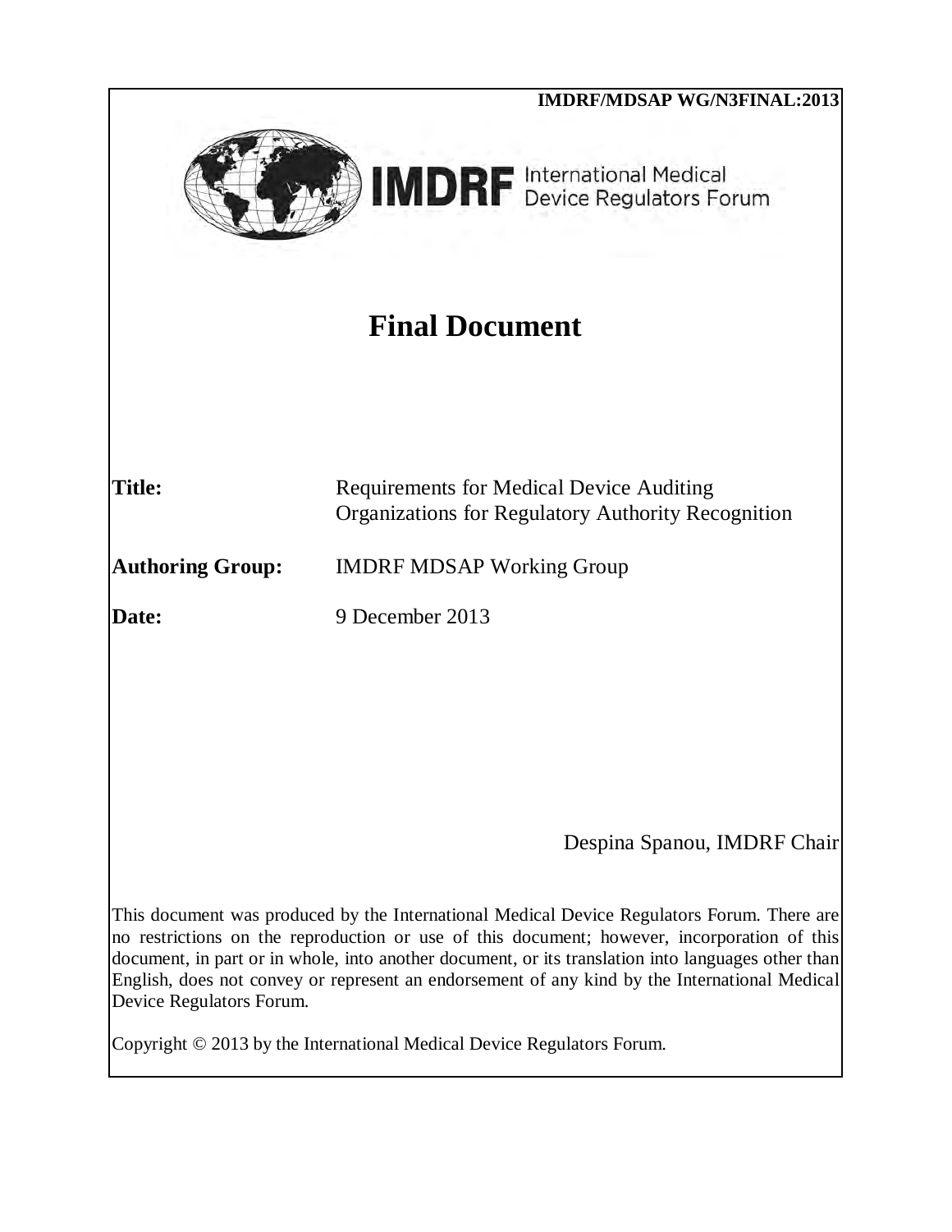IMDRF/MDSAP WG/N3FINAL:2013

**IMDRF** International Medical Device Regulators Forum

# Final Document

**Title:** Requirements for Medical Device Auditing Organizations for Regulatory Authority Recognition

**Authoring Group:** IMDRF MDSAP Working Group

**Date:** 9 December 2013

Despina Spanou, IMDRF Chair

This document was produced by the International Medical Device Regulators Forum. There are no restrictions on the reproduction or use of this document; however, incorporation of this document, in part or in whole, into another document, or its translation into languages other than English, does not convey or represent an endorsement of any kind by the International Medical Device Regulators Forum.

Copyright © 2013 by the International Medical Device Regulators Forum.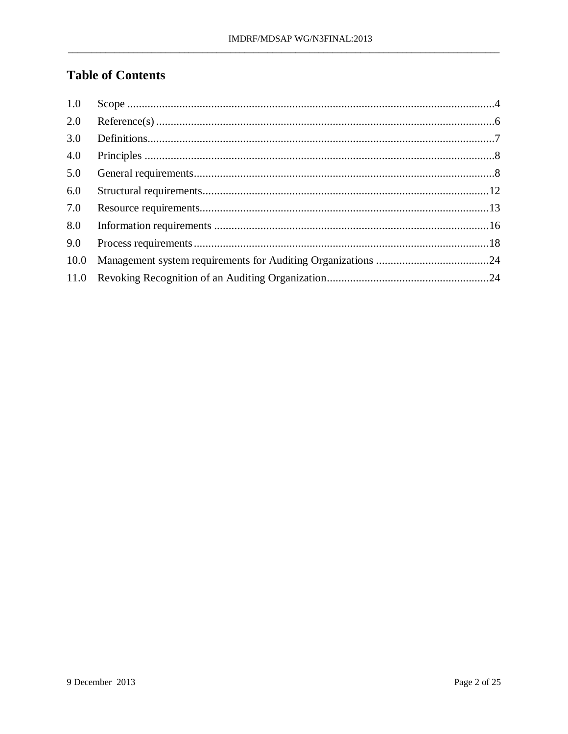# Table of Contents

| | | |
|---|---|---|
| 1.0 | Scope | 4 |
| 2.0 | Reference(s) | 6 |
| 3.0 | Definitions | 7 |
| 4.0 | Principles | 8 |
| 5.0 | General requirements | 8 |
| 6.0 | Structural requirements | 12 |
| 7.0 | Resource requirements | 13 |
| 8.0 | Information requirements | 16 |
| 9.0 | Process requirements | 18 |
| 10.0 | Management system requirements for Auditing Organizations | 24 |
| 11.0 | Revoking Recognition of an Auditing Organization | 24 |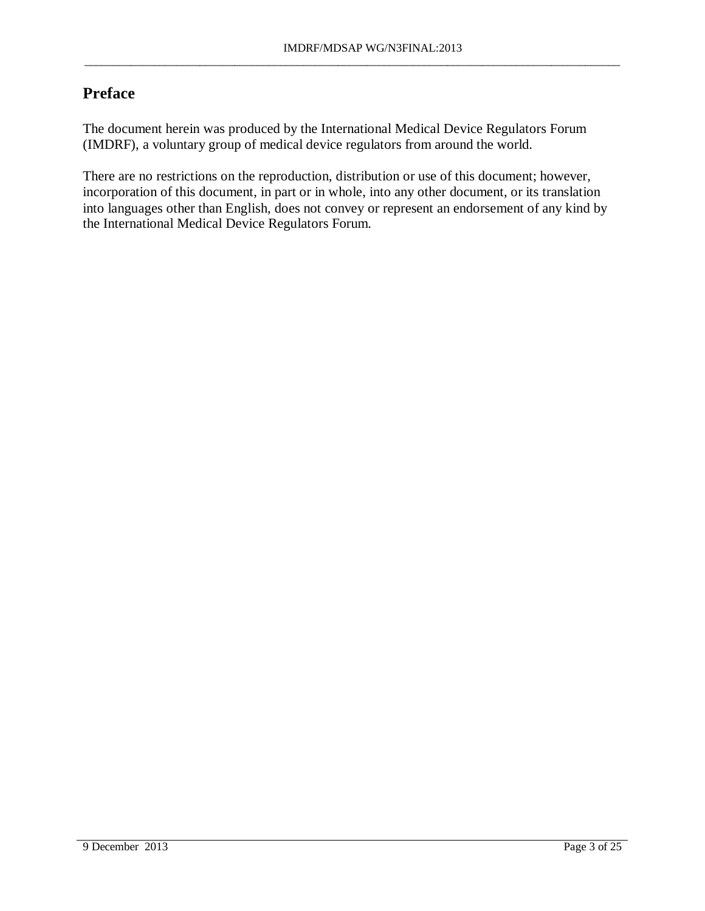# Preface

The document herein was produced by the International Medical Device Regulators Forum (IMDRF), a voluntary group of medical device regulators from around the world.

There are no restrictions on the reproduction, distribution or use of this document; however, incorporation of this document, in part or in whole, into any other document, or its translation into languages other than English, does not convey or represent an endorsement of any kind by the International Medical Device Regulators Forum.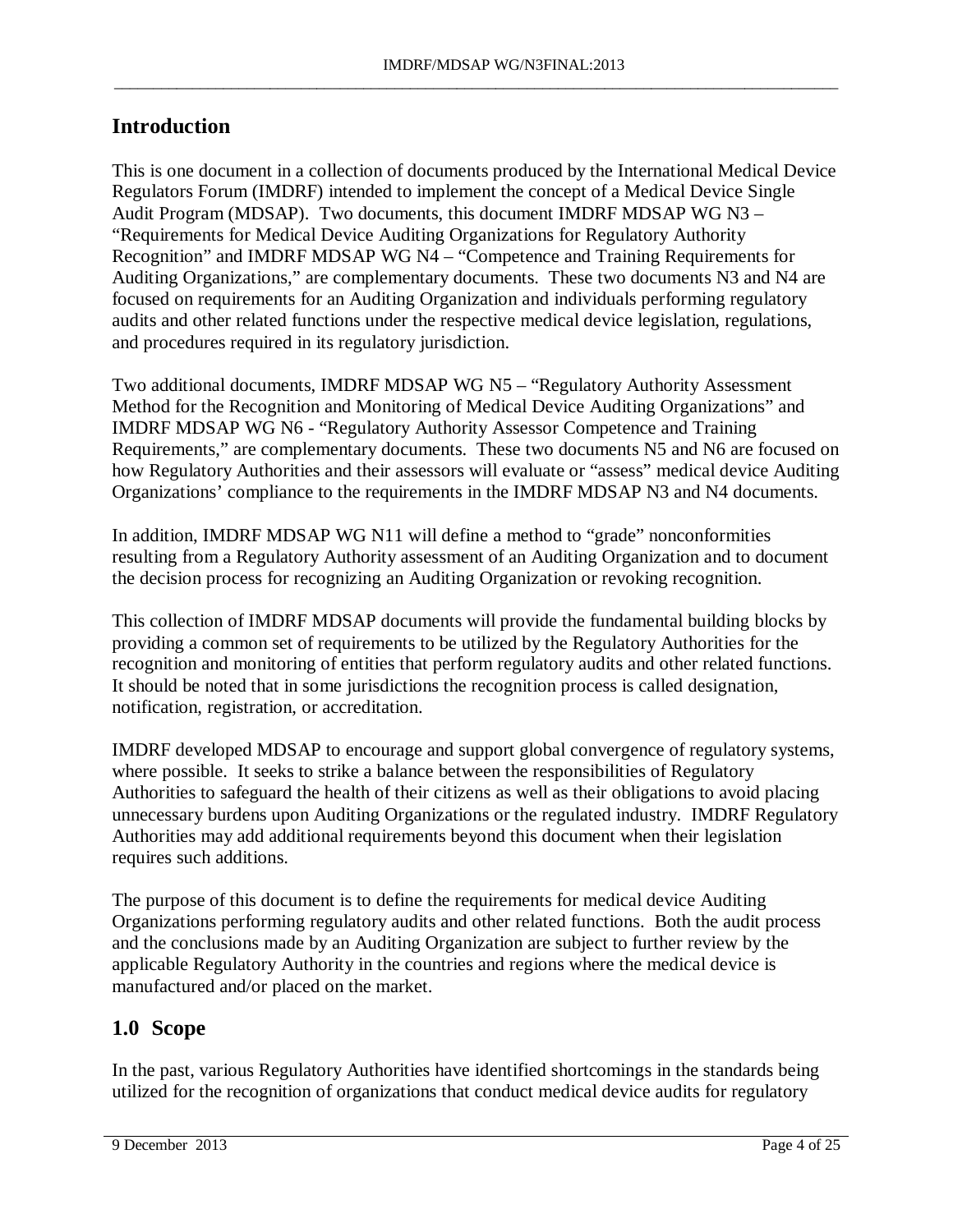## Introduction

This is one document in a collection of documents produced by the International Medical Device Regulators Forum (IMDRF) intended to implement the concept of a Medical Device Single Audit Program (MDSAP). Two documents, this document IMDRF MDSAP WG N3 – "Requirements for Medical Device Auditing Organizations for Regulatory Authority Recognition" and IMDRF MDSAP WG N4 – "Competence and Training Requirements for Auditing Organizations," are complementary documents. These two documents N3 and N4 are focused on requirements for an Auditing Organization and individuals performing regulatory audits and other related functions under the respective medical device legislation, regulations, and procedures required in its regulatory jurisdiction.

Two additional documents, IMDRF MDSAP WG N5 – "Regulatory Authority Assessment Method for the Recognition and Monitoring of Medical Device Auditing Organizations" and IMDRF MDSAP WG N6 - "Regulatory Authority Assessor Competence and Training Requirements," are complementary documents. These two documents N5 and N6 are focused on how Regulatory Authorities and their assessors will evaluate or "assess" medical device Auditing Organizations' compliance to the requirements in the IMDRF MDSAP N3 and N4 documents.

In addition, IMDRF MDSAP WG N11 will define a method to "grade" nonconformities resulting from a Regulatory Authority assessment of an Auditing Organization and to document the decision process for recognizing an Auditing Organization or revoking recognition.

This collection of IMDRF MDSAP documents will provide the fundamental building blocks by providing a common set of requirements to be utilized by the Regulatory Authorities for the recognition and monitoring of entities that perform regulatory audits and other related functions. It should be noted that in some jurisdictions the recognition process is called designation, notification, registration, or accreditation.

IMDRF developed MDSAP to encourage and support global convergence of regulatory systems, where possible. It seeks to strike a balance between the responsibilities of Regulatory Authorities to safeguard the health of their citizens as well as their obligations to avoid placing unnecessary burdens upon Auditing Organizations or the regulated industry. IMDRF Regulatory Authorities may add additional requirements beyond this document when their legislation requires such additions.

The purpose of this document is to define the requirements for medical device Auditing Organizations performing regulatory audits and other related functions. Both the audit process and the conclusions made by an Auditing Organization are subject to further review by the applicable Regulatory Authority in the countries and regions where the medical device is manufactured and/or placed on the market.

## 1.0 Scope

In the past, various Regulatory Authorities have identified shortcomings in the standards being utilized for the recognition of organizations that conduct medical device audits for regulatory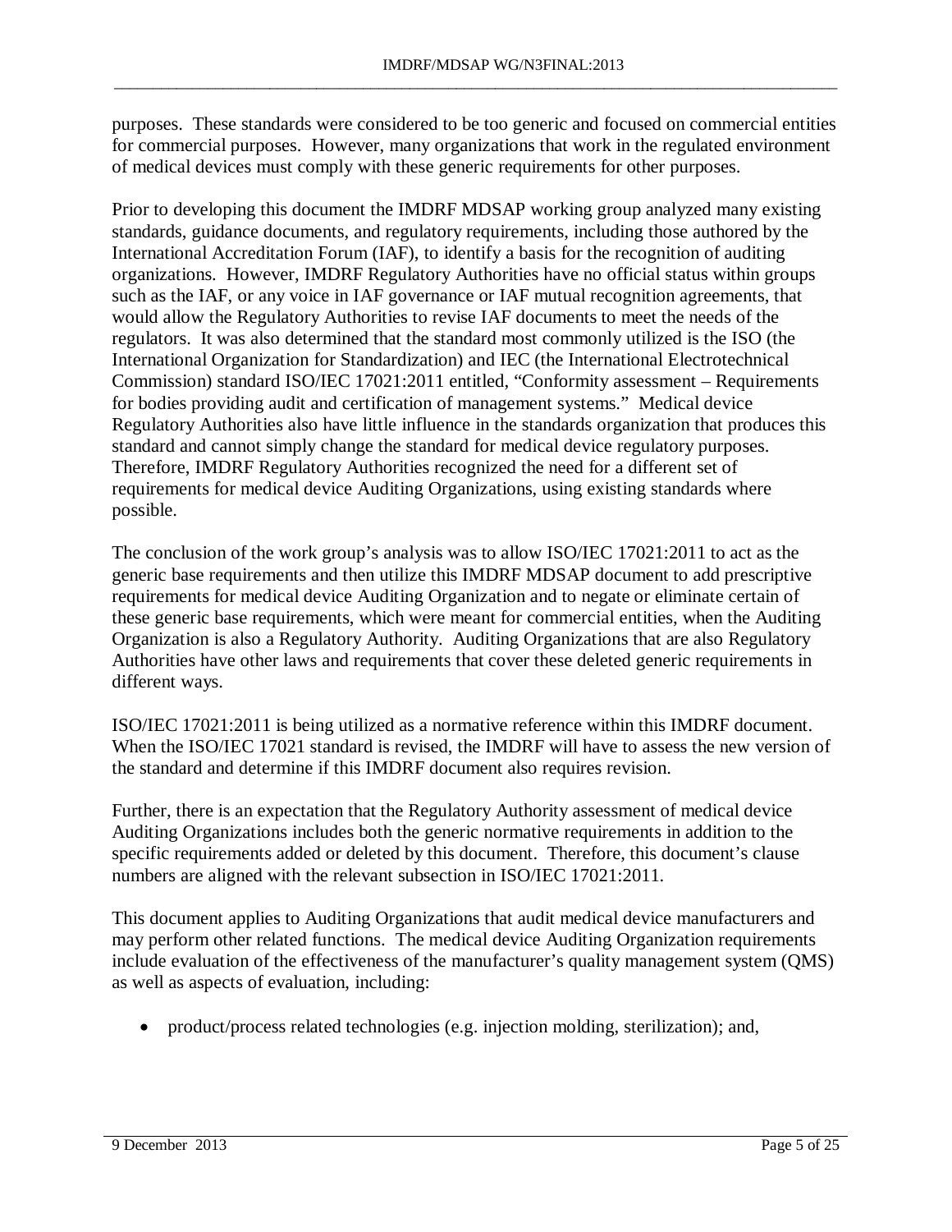purposes. These standards were considered to be too generic and focused on commercial entities for commercial purposes. However, many organizations that work in the regulated environment of medical devices must comply with these generic requirements for other purposes.

Prior to developing this document the IMDRF MDSAP working group analyzed many existing standards, guidance documents, and regulatory requirements, including those authored by the International Accreditation Forum (IAF), to identify a basis for the recognition of auditing organizations. However, IMDRF Regulatory Authorities have no official status within groups such as the IAF, or any voice in IAF governance or IAF mutual recognition agreements, that would allow the Regulatory Authorities to revise IAF documents to meet the needs of the regulators. It was also determined that the standard most commonly utilized is the ISO (the International Organization for Standardization) and IEC (the International Electrotechnical Commission) standard ISO/IEC 17021:2011 entitled, "Conformity assessment – Requirements for bodies providing audit and certification of management systems." Medical device Regulatory Authorities also have little influence in the standards organization that produces this standard and cannot simply change the standard for medical device regulatory purposes. Therefore, IMDRF Regulatory Authorities recognized the need for a different set of requirements for medical device Auditing Organizations, using existing standards where possible.

The conclusion of the work group's analysis was to allow ISO/IEC 17021:2011 to act as the generic base requirements and then utilize this IMDRF MDSAP document to add prescriptive requirements for medical device Auditing Organization and to negate or eliminate certain of these generic base requirements, which were meant for commercial entities, when the Auditing Organization is also a Regulatory Authority. Auditing Organizations that are also Regulatory Authorities have other laws and requirements that cover these deleted generic requirements in different ways.

ISO/IEC 17021:2011 is being utilized as a normative reference within this IMDRF document. When the ISO/IEC 17021 standard is revised, the IMDRF will have to assess the new version of the standard and determine if this IMDRF document also requires revision.

Further, there is an expectation that the Regulatory Authority assessment of medical device Auditing Organizations includes both the generic normative requirements in addition to the specific requirements added or deleted by this document. Therefore, this document's clause numbers are aligned with the relevant subsection in ISO/IEC 17021:2011.

This document applies to Auditing Organizations that audit medical device manufacturers and may perform other related functions. The medical device Auditing Organization requirements include evaluation of the effectiveness of the manufacturer's quality management system (QMS) as well as aspects of evaluation, including:

- product/process related technologies (e.g. injection molding, sterilization); and,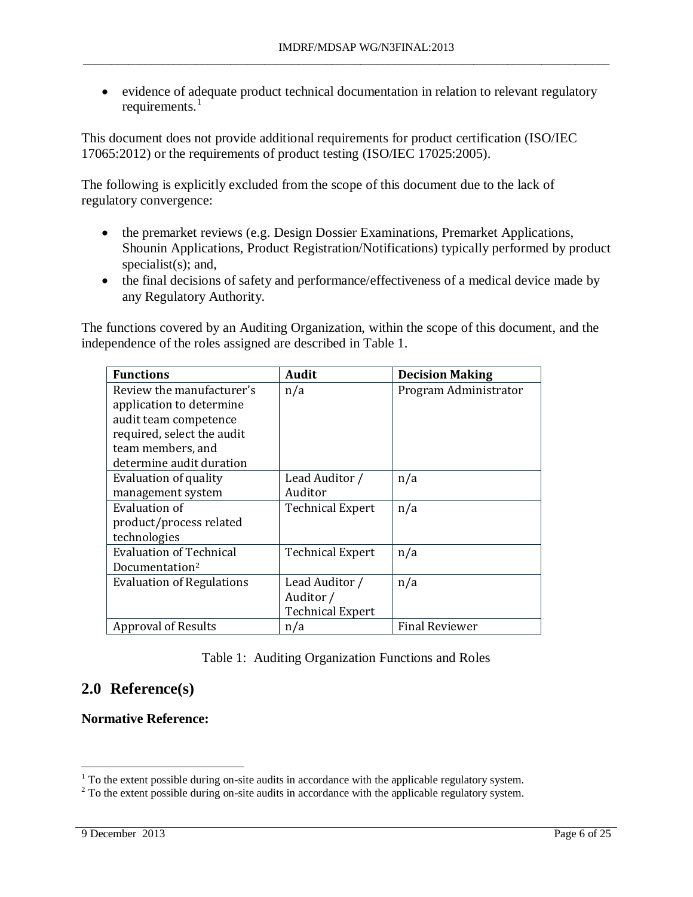- evidence of adequate product technical documentation in relation to relevant regulatory requirements.[1]

This document does not provide additional requirements for product certification (ISO/IEC 17065:2012) or the requirements of product testing (ISO/IEC 17025:2005).

The following is explicitly excluded from the scope of this document due to the lack of regulatory convergence:

- the premarket reviews (e.g. Design Dossier Examinations, Premarket Applications, Shounin Applications, Product Registration/Notifications) typically performed by product specialist(s); and,
- the final decisions of safety and performance/effectiveness of a medical device made by any Regulatory Authority.

The functions covered by an Auditing Organization, within the scope of this document, and the independence of the roles assigned are described in Table 1.

| Functions | Audit | Decision Making |
|---|---|---|
| Review the manufacturer's application to determine audit team competence required, select the audit team members, and determine audit duration | n/a | Program Administrator |
| Evaluation of quality management system | Lead Auditor / Auditor | n/a |
| Evaluation of product/process related technologies | Technical Expert | n/a |
| Evaluation of Technical Documentation[2] | Technical Expert | n/a |
| Evaluation of Regulations | Lead Auditor / Auditor / Technical Expert | n/a |
| Approval of Results | n/a | Final Reviewer |

Table 1: Auditing Organization Functions and Roles

## 2.0 Reference(s)

**Normative Reference:**

[1] To the extent possible during on-site audits in accordance with the applicable regulatory system.

[2] To the extent possible during on-site audits in accordance with the applicable regulatory system.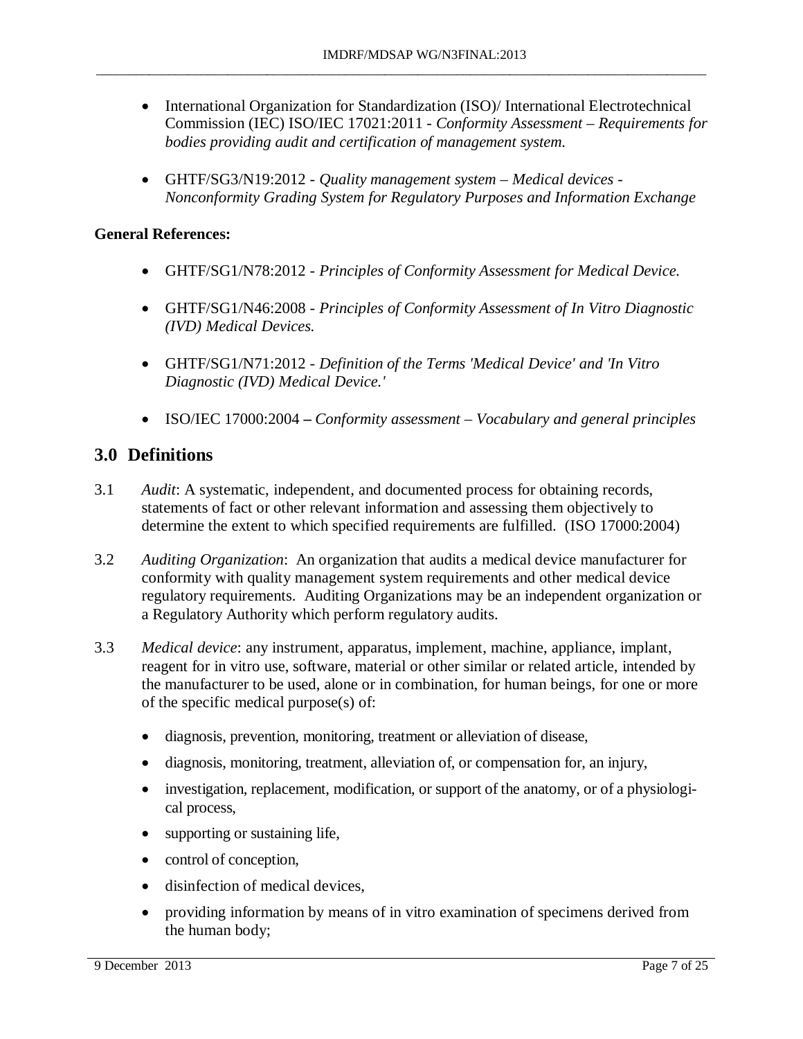- International Organization for Standardization (ISO)/ International Electrotechnical Commission (IEC) ISO/IEC 17021:2011 - *Conformity Assessment – Requirements for bodies providing audit and certification of management system.*

- GHTF/SG3/N19:2012 - *Quality management system – Medical devices - Nonconformity Grading System for Regulatory Purposes and Information Exchange*

**General References:**

- GHTF/SG1/N78:2012 - *Principles of Conformity Assessment for Medical Device.*

- GHTF/SG1/N46:2008 - *Principles of Conformity Assessment of In Vitro Diagnostic (IVD) Medical Devices.*

- GHTF/SG1/N71:2012 - *Definition of the Terms 'Medical Device' and 'In Vitro Diagnostic (IVD) Medical Device.'*

- ISO/IEC 17000:2004 **–** *Conformity assessment – Vocabulary and general principles*

## 3.0 Definitions

3.1 *Audit*: A systematic, independent, and documented process for obtaining records, statements of fact or other relevant information and assessing them objectively to determine the extent to which specified requirements are fulfilled. (ISO 17000:2004)

3.2 *Auditing Organization*: An organization that audits a medical device manufacturer for conformity with quality management system requirements and other medical device regulatory requirements. Auditing Organizations may be an independent organization or a Regulatory Authority which perform regulatory audits.

3.3 *Medical device*: any instrument, apparatus, implement, machine, appliance, implant, reagent for in vitro use, software, material or other similar or related article, intended by the manufacturer to be used, alone or in combination, for human beings, for one or more of the specific medical purpose(s) of:

- diagnosis, prevention, monitoring, treatment or alleviation of disease,
- diagnosis, monitoring, treatment, alleviation of, or compensation for, an injury,
- investigation, replacement, modification, or support of the anatomy, or of a physiological process,
- supporting or sustaining life,
- control of conception,
- disinfection of medical devices,
- providing information by means of in vitro examination of specimens derived from the human body;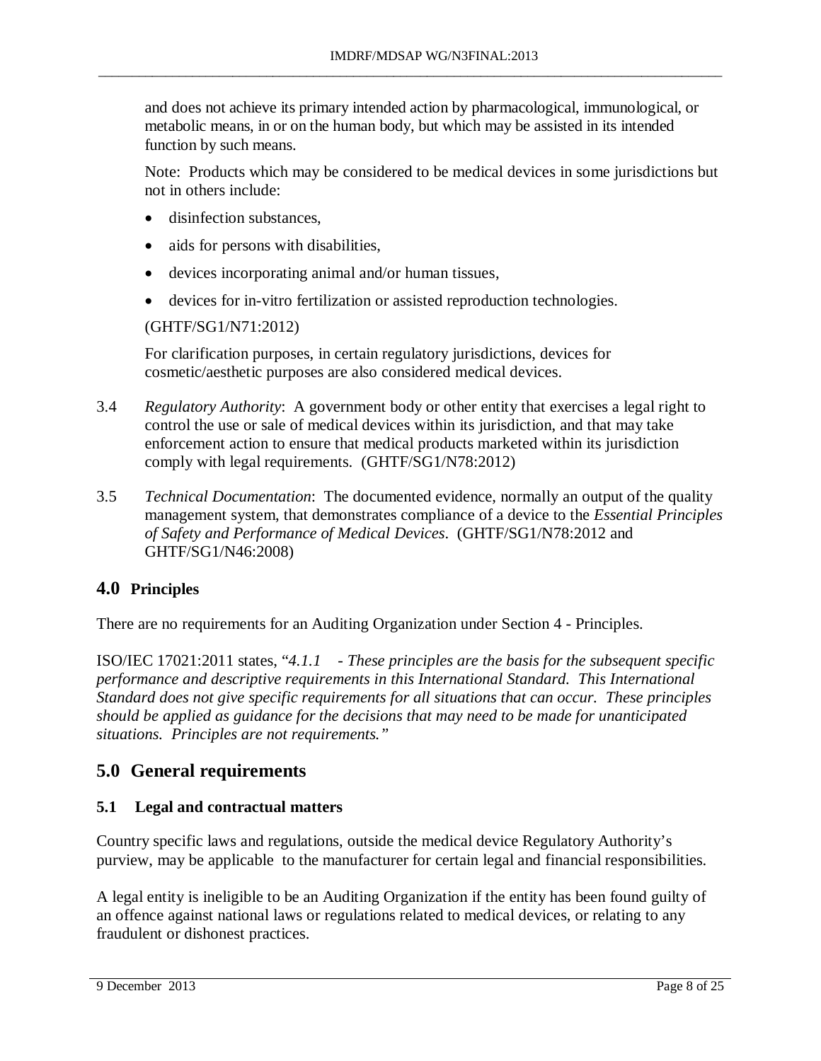and does not achieve its primary intended action by pharmacological, immunological, or metabolic means, in or on the human body, but which may be assisted in its intended function by such means.

Note: Products which may be considered to be medical devices in some jurisdictions but not in others include:

- disinfection substances,
- aids for persons with disabilities,
- devices incorporating animal and/or human tissues,
- devices for in-vitro fertilization or assisted reproduction technologies.

(GHTF/SG1/N71:2012)

For clarification purposes, in certain regulatory jurisdictions, devices for cosmetic/aesthetic purposes are also considered medical devices.

3.4 *Regulatory Authority*: A government body or other entity that exercises a legal right to control the use or sale of medical devices within its jurisdiction, and that may take enforcement action to ensure that medical products marketed within its jurisdiction comply with legal requirements. (GHTF/SG1/N78:2012)

3.5 *Technical Documentation*: The documented evidence, normally an output of the quality management system, that demonstrates compliance of a device to the *Essential Principles of Safety and Performance of Medical Devices*. (GHTF/SG1/N78:2012 and GHTF/SG1/N46:2008)

## 4.0 Principles

There are no requirements for an Auditing Organization under Section 4 - Principles.

ISO/IEC 17021:2011 states, "*4.1.1 - These principles are the basis for the subsequent specific performance and descriptive requirements in this International Standard. This International Standard does not give specific requirements for all situations that can occur. These principles should be applied as guidance for the decisions that may need to be made for unanticipated situations. Principles are not requirements.*"

## 5.0 General requirements

### 5.1 Legal and contractual matters

Country specific laws and regulations, outside the medical device Regulatory Authority's purview, may be applicable to the manufacturer for certain legal and financial responsibilities.

A legal entity is ineligible to be an Auditing Organization if the entity has been found guilty of an offence against national laws or regulations related to medical devices, or relating to any fraudulent or dishonest practices.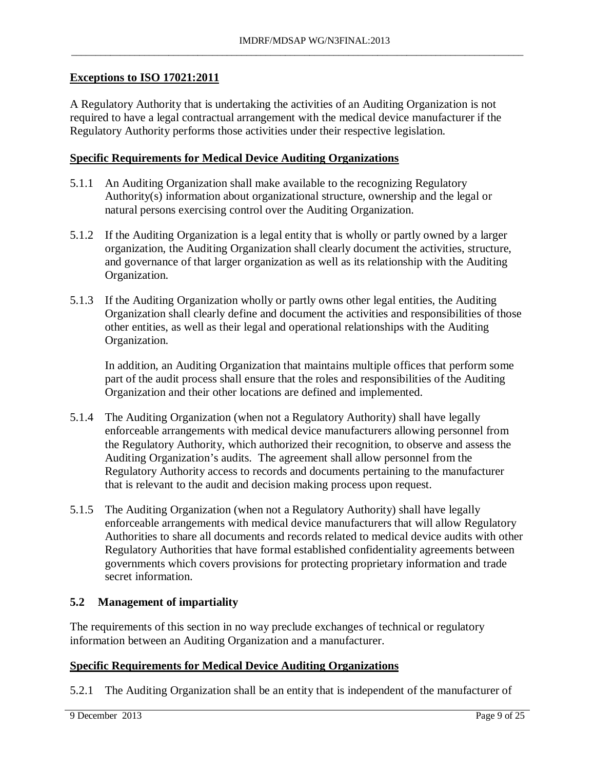**Exceptions to ISO 17021:2011**

A Regulatory Authority that is undertaking the activities of an Auditing Organization is not required to have a legal contractual arrangement with the medical device manufacturer if the Regulatory Authority performs those activities under their respective legislation.

**Specific Requirements for Medical Device Auditing Organizations**

5.1.1 An Auditing Organization shall make available to the recognizing Regulatory Authority(s) information about organizational structure, ownership and the legal or natural persons exercising control over the Auditing Organization.

5.1.2 If the Auditing Organization is a legal entity that is wholly or partly owned by a larger organization, the Auditing Organization shall clearly document the activities, structure, and governance of that larger organization as well as its relationship with the Auditing Organization.

5.1.3 If the Auditing Organization wholly or partly owns other legal entities, the Auditing Organization shall clearly define and document the activities and responsibilities of those other entities, as well as their legal and operational relationships with the Auditing Organization.

In addition, an Auditing Organization that maintains multiple offices that perform some part of the audit process shall ensure that the roles and responsibilities of the Auditing Organization and their other locations are defined and implemented.

5.1.4 The Auditing Organization (when not a Regulatory Authority) shall have legally enforceable arrangements with medical device manufacturers allowing personnel from the Regulatory Authority, which authorized their recognition, to observe and assess the Auditing Organization's audits. The agreement shall allow personnel from the Regulatory Authority access to records and documents pertaining to the manufacturer that is relevant to the audit and decision making process upon request.

5.1.5 The Auditing Organization (when not a Regulatory Authority) shall have legally enforceable arrangements with medical device manufacturers that will allow Regulatory Authorities to share all documents and records related to medical device audits with other Regulatory Authorities that have formal established confidentiality agreements between governments which covers provisions for protecting proprietary information and trade secret information.

### 5.2 Management of impartiality

The requirements of this section in no way preclude exchanges of technical or regulatory information between an Auditing Organization and a manufacturer.

**Specific Requirements for Medical Device Auditing Organizations**

5.2.1 The Auditing Organization shall be an entity that is independent of the manufacturer of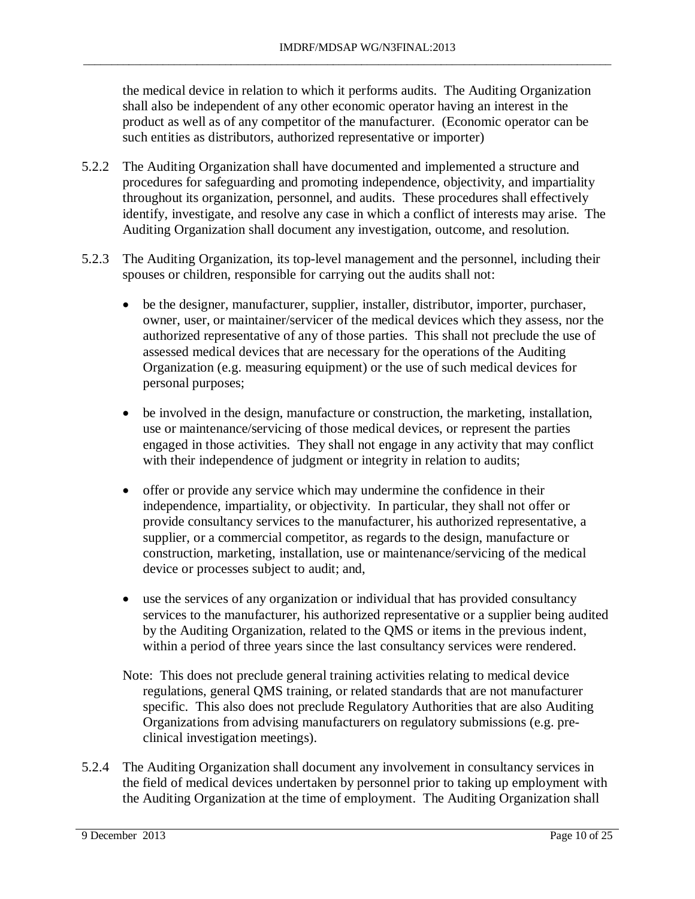the medical device in relation to which it performs audits. The Auditing Organization shall also be independent of any other economic operator having an interest in the product as well as of any competitor of the manufacturer. (Economic operator can be such entities as distributors, authorized representative or importer)

5.2.2 The Auditing Organization shall have documented and implemented a structure and procedures for safeguarding and promoting independence, objectivity, and impartiality throughout its organization, personnel, and audits. These procedures shall effectively identify, investigate, and resolve any case in which a conflict of interests may arise. The Auditing Organization shall document any investigation, outcome, and resolution.

5.2.3 The Auditing Organization, its top-level management and the personnel, including their spouses or children, responsible for carrying out the audits shall not:

- be the designer, manufacturer, supplier, installer, distributor, importer, purchaser, owner, user, or maintainer/servicer of the medical devices which they assess, nor the authorized representative of any of those parties. This shall not preclude the use of assessed medical devices that are necessary for the operations of the Auditing Organization (e.g. measuring equipment) or the use of such medical devices for personal purposes;

- be involved in the design, manufacture or construction, the marketing, installation, use or maintenance/servicing of those medical devices, or represent the parties engaged in those activities. They shall not engage in any activity that may conflict with their independence of judgment or integrity in relation to audits;

- offer or provide any service which may undermine the confidence in their independence, impartiality, or objectivity. In particular, they shall not offer or provide consultancy services to the manufacturer, his authorized representative, a supplier, or a commercial competitor, as regards to the design, manufacture or construction, marketing, installation, use or maintenance/servicing of the medical device or processes subject to audit; and,

- use the services of any organization or individual that has provided consultancy services to the manufacturer, his authorized representative or a supplier being audited by the Auditing Organization, related to the QMS or items in the previous indent, within a period of three years since the last consultancy services were rendered.

Note: This does not preclude general training activities relating to medical device regulations, general QMS training, or related standards that are not manufacturer specific. This also does not preclude Regulatory Authorities that are also Auditing Organizations from advising manufacturers on regulatory submissions (e.g. pre-clinical investigation meetings).

5.2.4 The Auditing Organization shall document any involvement in consultancy services in the field of medical devices undertaken by personnel prior to taking up employment with the Auditing Organization at the time of employment. The Auditing Organization shall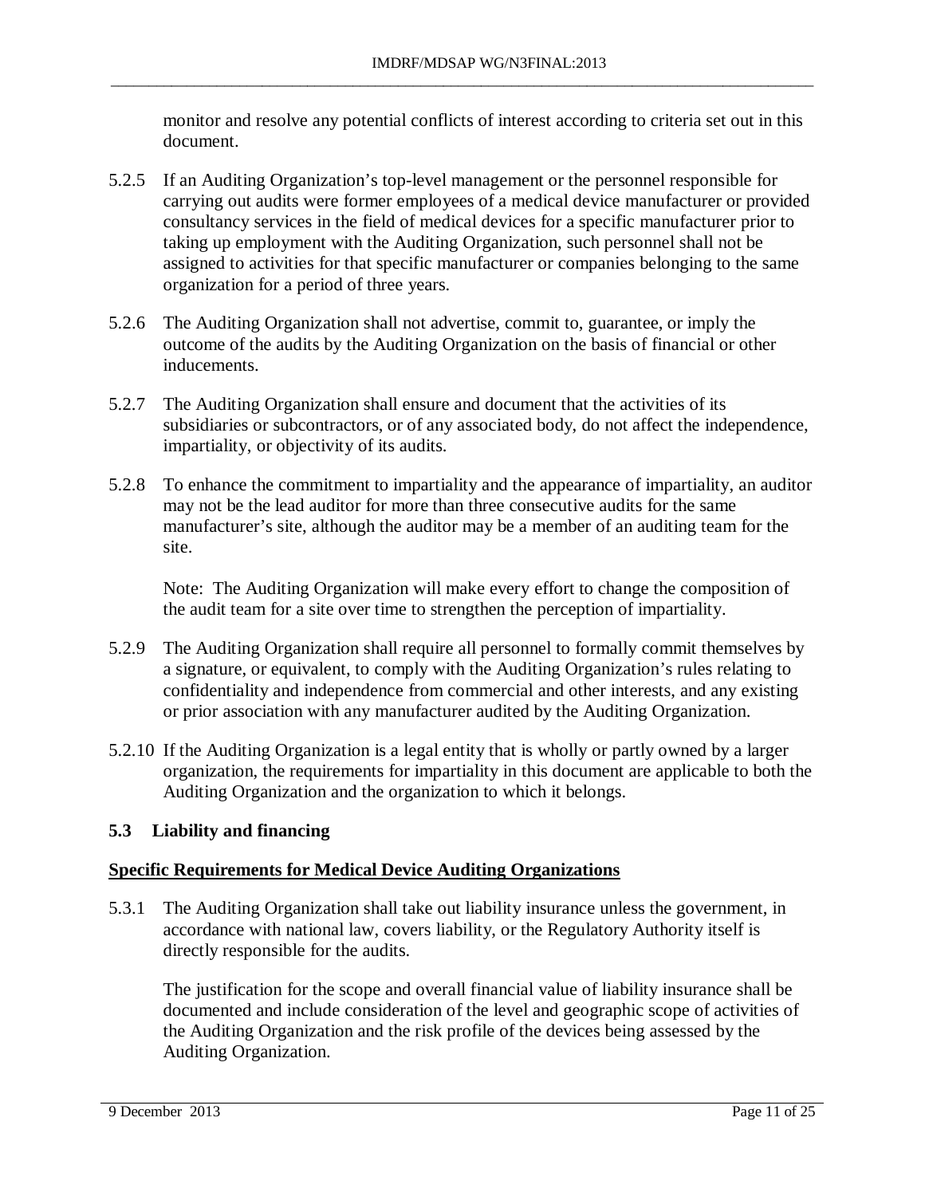monitor and resolve any potential conflicts of interest according to criteria set out in this document.

5.2.5 If an Auditing Organization's top-level management or the personnel responsible for carrying out audits were former employees of a medical device manufacturer or provided consultancy services in the field of medical devices for a specific manufacturer prior to taking up employment with the Auditing Organization, such personnel shall not be assigned to activities for that specific manufacturer or companies belonging to the same organization for a period of three years.

5.2.6 The Auditing Organization shall not advertise, commit to, guarantee, or imply the outcome of the audits by the Auditing Organization on the basis of financial or other inducements.

5.2.7 The Auditing Organization shall ensure and document that the activities of its subsidiaries or subcontractors, or of any associated body, do not affect the independence, impartiality, or objectivity of its audits.

5.2.8 To enhance the commitment to impartiality and the appearance of impartiality, an auditor may not be the lead auditor for more than three consecutive audits for the same manufacturer's site, although the auditor may be a member of an auditing team for the site.

Note: The Auditing Organization will make every effort to change the composition of the audit team for a site over time to strengthen the perception of impartiality.

5.2.9 The Auditing Organization shall require all personnel to formally commit themselves by a signature, or equivalent, to comply with the Auditing Organization's rules relating to confidentiality and independence from commercial and other interests, and any existing or prior association with any manufacturer audited by the Auditing Organization.

5.2.10 If the Auditing Organization is a legal entity that is wholly or partly owned by a larger organization, the requirements for impartiality in this document are applicable to both the Auditing Organization and the organization to which it belongs.

### 5.3 Liability and financing

**Specific Requirements for Medical Device Auditing Organizations**

5.3.1 The Auditing Organization shall take out liability insurance unless the government, in accordance with national law, covers liability, or the Regulatory Authority itself is directly responsible for the audits.

The justification for the scope and overall financial value of liability insurance shall be documented and include consideration of the level and geographic scope of activities of the Auditing Organization and the risk profile of the devices being assessed by the Auditing Organization.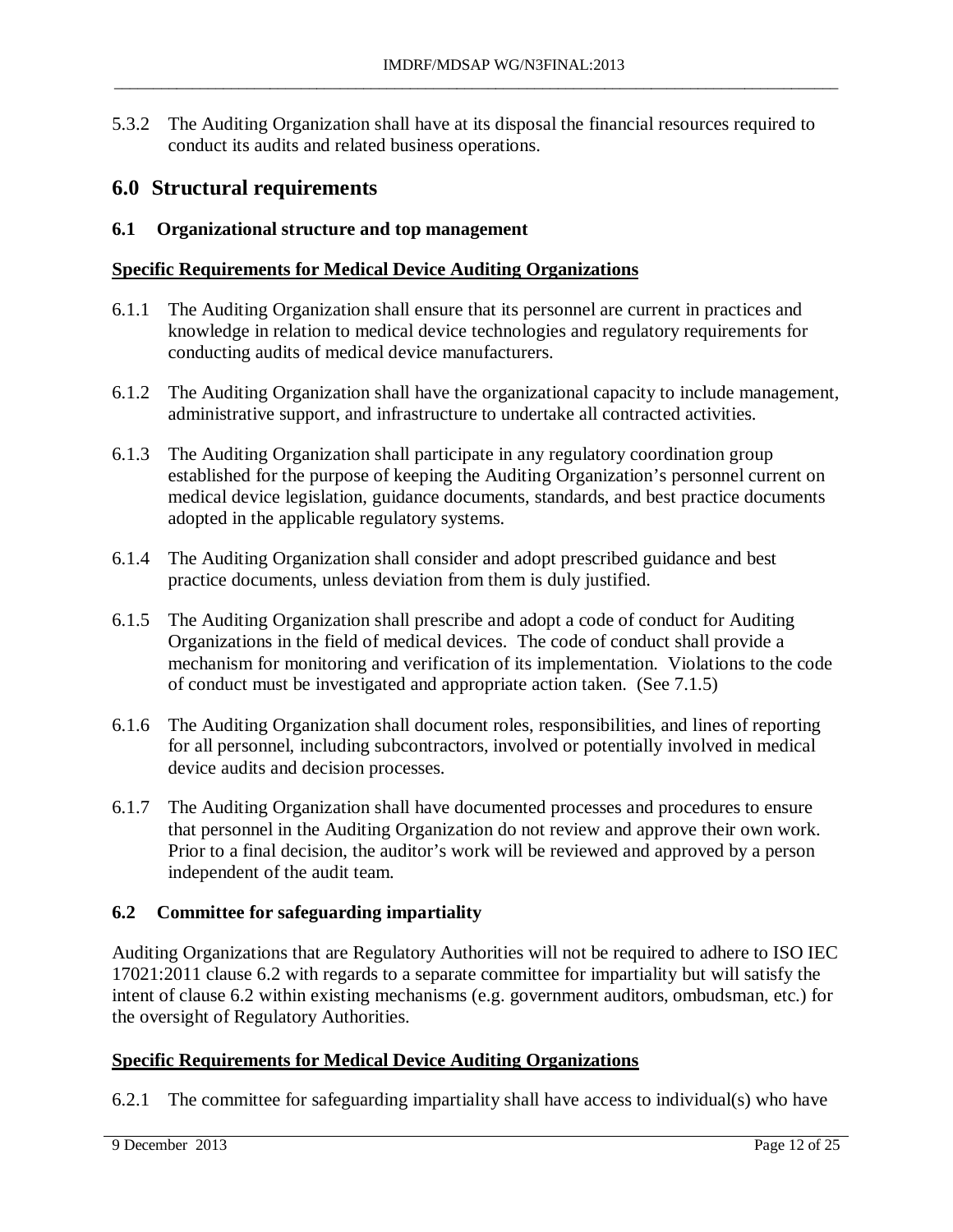5.3.2 The Auditing Organization shall have at its disposal the financial resources required to conduct its audits and related business operations.

## 6.0 Structural requirements

### 6.1 Organizational structure and top management

**Specific Requirements for Medical Device Auditing Organizations**

6.1.1 The Auditing Organization shall ensure that its personnel are current in practices and knowledge in relation to medical device technologies and regulatory requirements for conducting audits of medical device manufacturers.

6.1.2 The Auditing Organization shall have the organizational capacity to include management, administrative support, and infrastructure to undertake all contracted activities.

6.1.3 The Auditing Organization shall participate in any regulatory coordination group established for the purpose of keeping the Auditing Organization's personnel current on medical device legislation, guidance documents, standards, and best practice documents adopted in the applicable regulatory systems.

6.1.4 The Auditing Organization shall consider and adopt prescribed guidance and best practice documents, unless deviation from them is duly justified.

6.1.5 The Auditing Organization shall prescribe and adopt a code of conduct for Auditing Organizations in the field of medical devices. The code of conduct shall provide a mechanism for monitoring and verification of its implementation. Violations to the code of conduct must be investigated and appropriate action taken. (See 7.1.5)

6.1.6 The Auditing Organization shall document roles, responsibilities, and lines of reporting for all personnel, including subcontractors, involved or potentially involved in medical device audits and decision processes.

6.1.7 The Auditing Organization shall have documented processes and procedures to ensure that personnel in the Auditing Organization do not review and approve their own work. Prior to a final decision, the auditor's work will be reviewed and approved by a person independent of the audit team.

### 6.2 Committee for safeguarding impartiality

Auditing Organizations that are Regulatory Authorities will not be required to adhere to ISO IEC 17021:2011 clause 6.2 with regards to a separate committee for impartiality but will satisfy the intent of clause 6.2 within existing mechanisms (e.g. government auditors, ombudsman, etc.) for the oversight of Regulatory Authorities.

**Specific Requirements for Medical Device Auditing Organizations**

6.2.1 The committee for safeguarding impartiality shall have access to individual(s) who have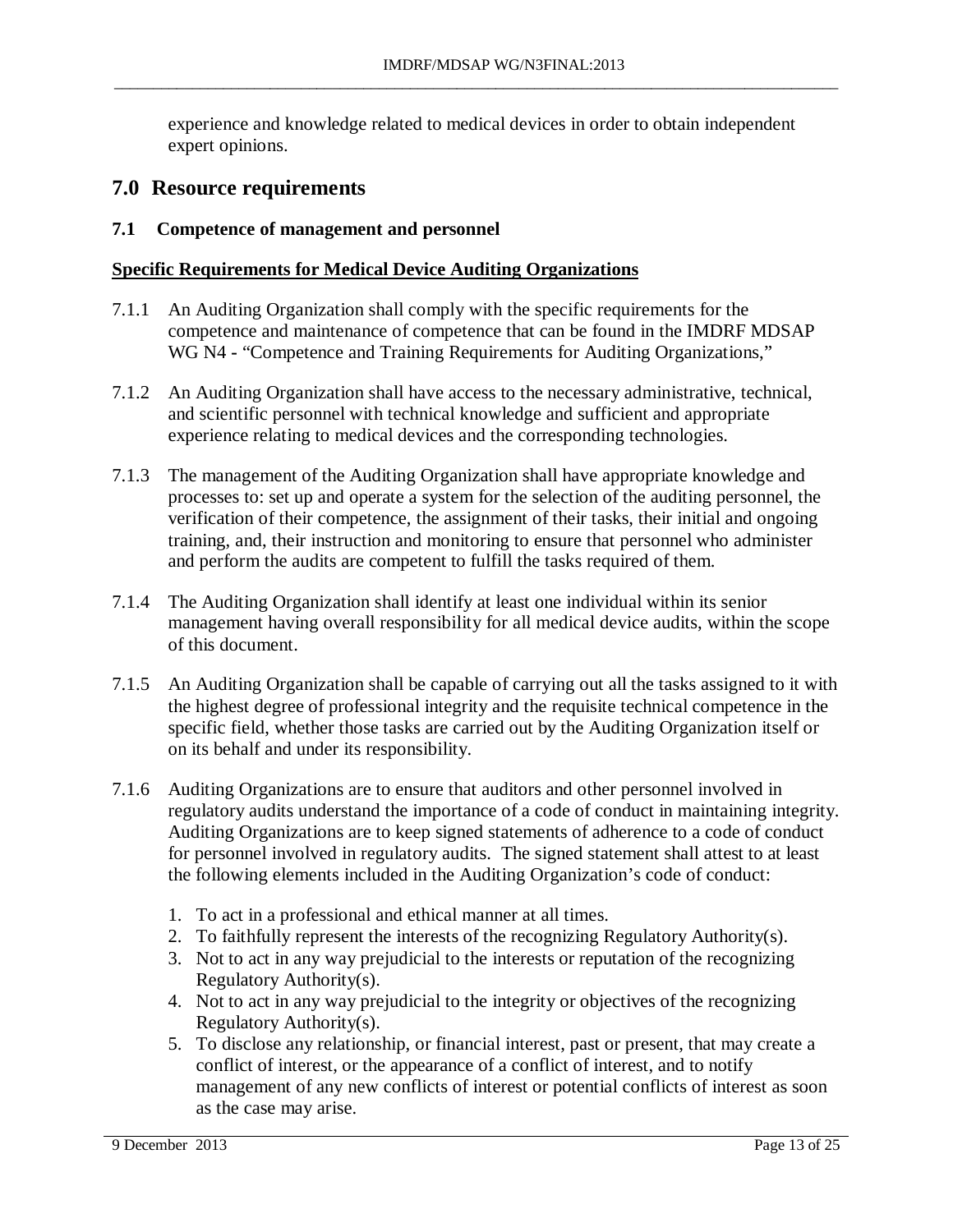experience and knowledge related to medical devices in order to obtain independent expert opinions.

## 7.0 Resource requirements

### 7.1 Competence of management and personnel

**Specific Requirements for Medical Device Auditing Organizations**

7.1.1 An Auditing Organization shall comply with the specific requirements for the competence and maintenance of competence that can be found in the IMDRF MDSAP WG N4 - "Competence and Training Requirements for Auditing Organizations,"

7.1.2 An Auditing Organization shall have access to the necessary administrative, technical, and scientific personnel with technical knowledge and sufficient and appropriate experience relating to medical devices and the corresponding technologies.

7.1.3 The management of the Auditing Organization shall have appropriate knowledge and processes to: set up and operate a system for the selection of the auditing personnel, the verification of their competence, the assignment of their tasks, their initial and ongoing training, and, their instruction and monitoring to ensure that personnel who administer and perform the audits are competent to fulfill the tasks required of them.

7.1.4 The Auditing Organization shall identify at least one individual within its senior management having overall responsibility for all medical device audits, within the scope of this document.

7.1.5 An Auditing Organization shall be capable of carrying out all the tasks assigned to it with the highest degree of professional integrity and the requisite technical competence in the specific field, whether those tasks are carried out by the Auditing Organization itself or on its behalf and under its responsibility.

7.1.6 Auditing Organizations are to ensure that auditors and other personnel involved in regulatory audits understand the importance of a code of conduct in maintaining integrity. Auditing Organizations are to keep signed statements of adherence to a code of conduct for personnel involved in regulatory audits. The signed statement shall attest to at least the following elements included in the Auditing Organization's code of conduct:

1. To act in a professional and ethical manner at all times.
2. To faithfully represent the interests of the recognizing Regulatory Authority(s).
3. Not to act in any way prejudicial to the interests or reputation of the recognizing Regulatory Authority(s).
4. Not to act in any way prejudicial to the integrity or objectives of the recognizing Regulatory Authority(s).
5. To disclose any relationship, or financial interest, past or present, that may create a conflict of interest, or the appearance of a conflict of interest, and to notify management of any new conflicts of interest or potential conflicts of interest as soon as the case may arise.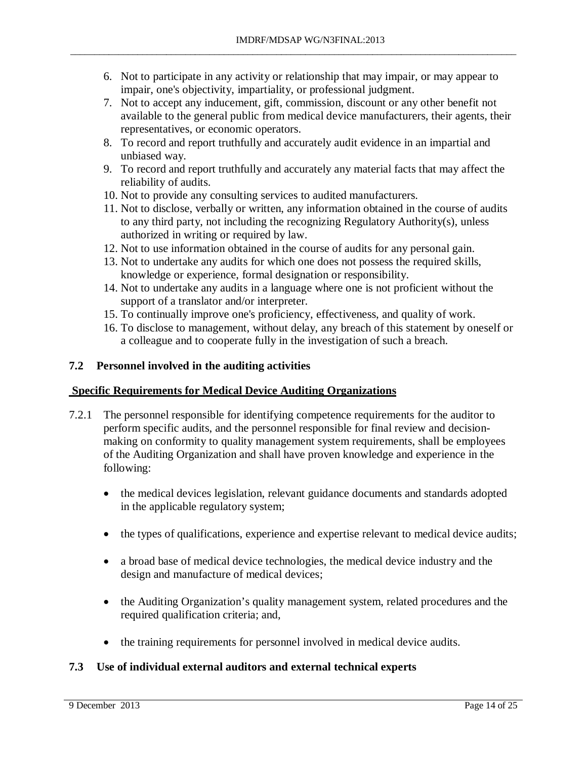6. Not to participate in any activity or relationship that may impair, or may appear to impair, one's objectivity, impartiality, or professional judgment.
7. Not to accept any inducement, gift, commission, discount or any other benefit not available to the general public from medical device manufacturers, their agents, their representatives, or economic operators.
8. To record and report truthfully and accurately audit evidence in an impartial and unbiased way.
9. To record and report truthfully and accurately any material facts that may affect the reliability of audits.
10. Not to provide any consulting services to audited manufacturers.
11. Not to disclose, verbally or written, any information obtained in the course of audits to any third party, not including the recognizing Regulatory Authority(s), unless authorized in writing or required by law.
12. Not to use information obtained in the course of audits for any personal gain.
13. Not to undertake any audits for which one does not possess the required skills, knowledge or experience, formal designation or responsibility.
14. Not to undertake any audits in a language where one is not proficient without the support of a translator and/or interpreter.
15. To continually improve one's proficiency, effectiveness, and quality of work.
16. To disclose to management, without delay, any breach of this statement by oneself or a colleague and to cooperate fully in the investigation of such a breach.

### 7.2 Personnel involved in the auditing activities

**Specific Requirements for Medical Device Auditing Organizations**

7.2.1 The personnel responsible for identifying competence requirements for the auditor to perform specific audits, and the personnel responsible for final review and decision-making on conformity to quality management system requirements, shall be employees of the Auditing Organization and shall have proven knowledge and experience in the following:

- the medical devices legislation, relevant guidance documents and standards adopted in the applicable regulatory system;
- the types of qualifications, experience and expertise relevant to medical device audits;
- a broad base of medical device technologies, the medical device industry and the design and manufacture of medical devices;
- the Auditing Organization's quality management system, related procedures and the required qualification criteria; and,
- the training requirements for personnel involved in medical device audits.

### 7.3 Use of individual external auditors and external technical experts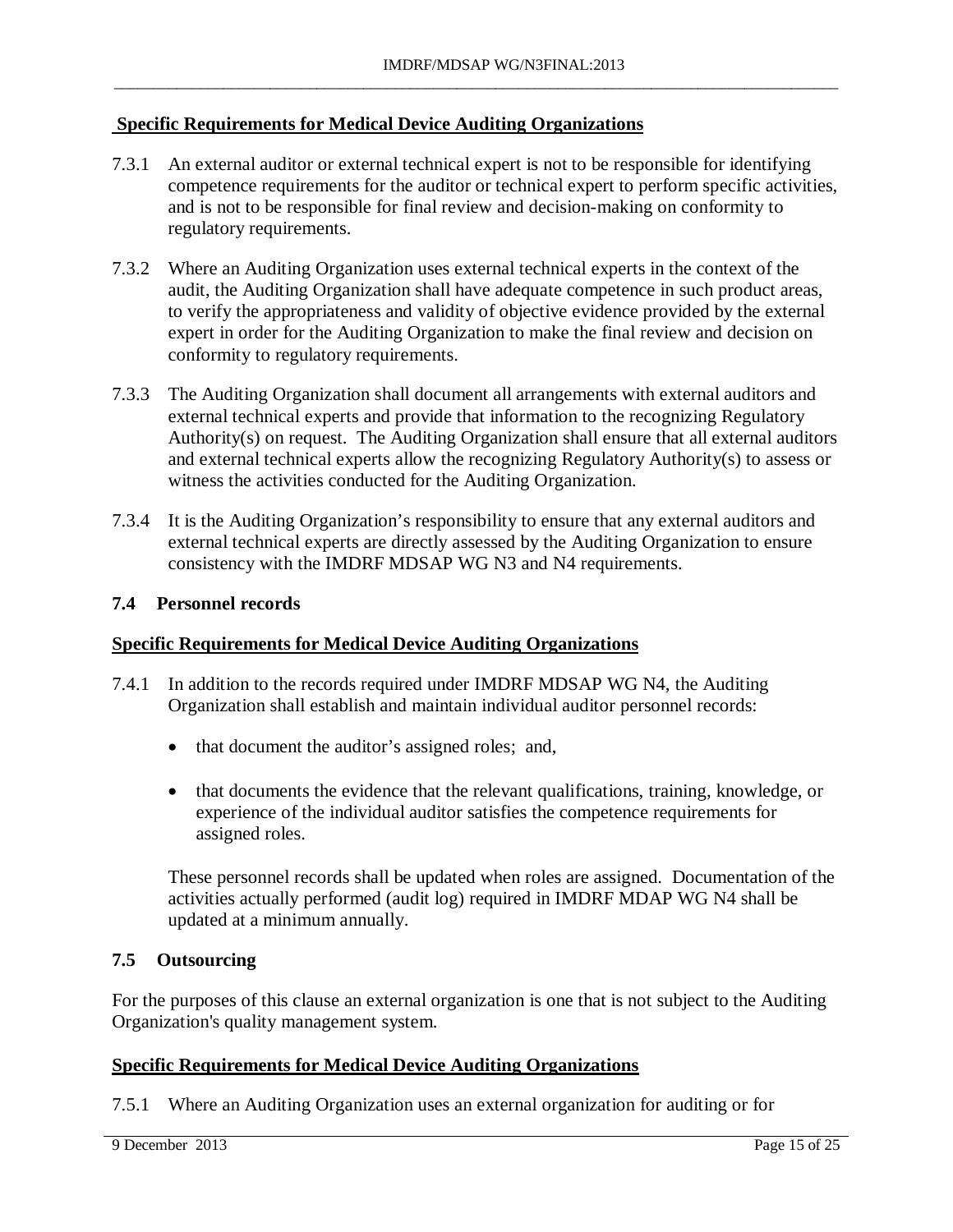**Specific Requirements for Medical Device Auditing Organizations**

7.3.1 An external auditor or external technical expert is not to be responsible for identifying competence requirements for the auditor or technical expert to perform specific activities, and is not to be responsible for final review and decision-making on conformity to regulatory requirements.

7.3.2 Where an Auditing Organization uses external technical experts in the context of the audit, the Auditing Organization shall have adequate competence in such product areas, to verify the appropriateness and validity of objective evidence provided by the external expert in order for the Auditing Organization to make the final review and decision on conformity to regulatory requirements.

7.3.3 The Auditing Organization shall document all arrangements with external auditors and external technical experts and provide that information to the recognizing Regulatory Authority(s) on request. The Auditing Organization shall ensure that all external auditors and external technical experts allow the recognizing Regulatory Authority(s) to assess or witness the activities conducted for the Auditing Organization.

7.3.4 It is the Auditing Organization's responsibility to ensure that any external auditors and external technical experts are directly assessed by the Auditing Organization to ensure consistency with the IMDRF MDSAP WG N3 and N4 requirements.

### 7.4 Personnel records

**Specific Requirements for Medical Device Auditing Organizations**

7.4.1 In addition to the records required under IMDRF MDSAP WG N4, the Auditing Organization shall establish and maintain individual auditor personnel records:

- that document the auditor's assigned roles; and,
- that documents the evidence that the relevant qualifications, training, knowledge, or experience of the individual auditor satisfies the competence requirements for assigned roles.

These personnel records shall be updated when roles are assigned. Documentation of the activities actually performed (audit log) required in IMDRF MDAP WG N4 shall be updated at a minimum annually.

### 7.5 Outsourcing

For the purposes of this clause an external organization is one that is not subject to the Auditing Organization's quality management system.

**Specific Requirements for Medical Device Auditing Organizations**

7.5.1 Where an Auditing Organization uses an external organization for auditing or for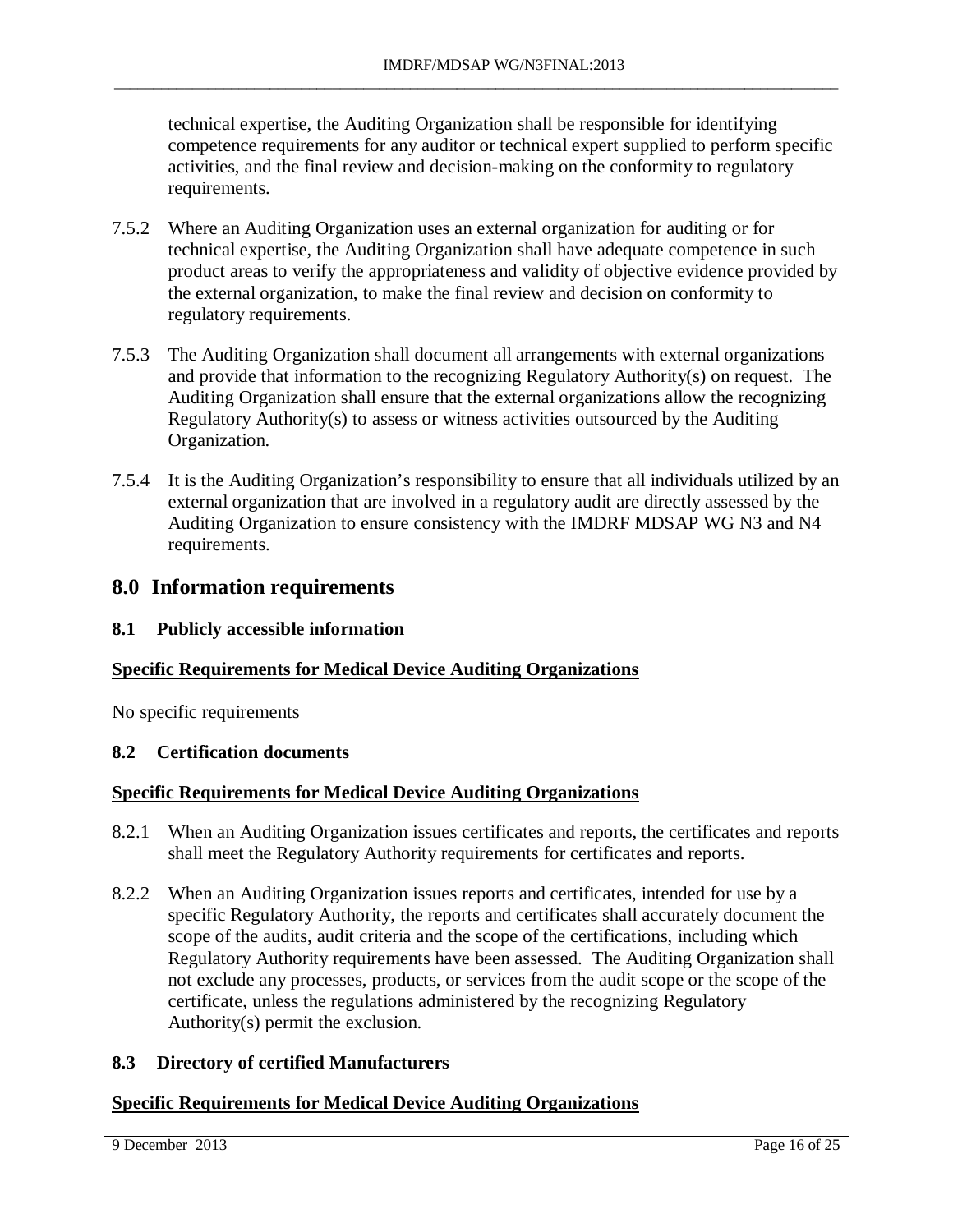technical expertise, the Auditing Organization shall be responsible for identifying competence requirements for any auditor or technical expert supplied to perform specific activities, and the final review and decision-making on the conformity to regulatory requirements.

7.5.2 Where an Auditing Organization uses an external organization for auditing or for technical expertise, the Auditing Organization shall have adequate competence in such product areas to verify the appropriateness and validity of objective evidence provided by the external organization, to make the final review and decision on conformity to regulatory requirements.

7.5.3 The Auditing Organization shall document all arrangements with external organizations and provide that information to the recognizing Regulatory Authority(s) on request. The Auditing Organization shall ensure that the external organizations allow the recognizing Regulatory Authority(s) to assess or witness activities outsourced by the Auditing Organization.

7.5.4 It is the Auditing Organization's responsibility to ensure that all individuals utilized by an external organization that are involved in a regulatory audit are directly assessed by the Auditing Organization to ensure consistency with the IMDRF MDSAP WG N3 and N4 requirements.

## 8.0 Information requirements

### 8.1 Publicly accessible information

**Specific Requirements for Medical Device Auditing Organizations**

No specific requirements

### 8.2 Certification documents

**Specific Requirements for Medical Device Auditing Organizations**

8.2.1 When an Auditing Organization issues certificates and reports, the certificates and reports shall meet the Regulatory Authority requirements for certificates and reports.

8.2.2 When an Auditing Organization issues reports and certificates, intended for use by a specific Regulatory Authority, the reports and certificates shall accurately document the scope of the audits, audit criteria and the scope of the certifications, including which Regulatory Authority requirements have been assessed. The Auditing Organization shall not exclude any processes, products, or services from the audit scope or the scope of the certificate, unless the regulations administered by the recognizing Regulatory Authority(s) permit the exclusion.

### 8.3 Directory of certified Manufacturers

**Specific Requirements for Medical Device Auditing Organizations**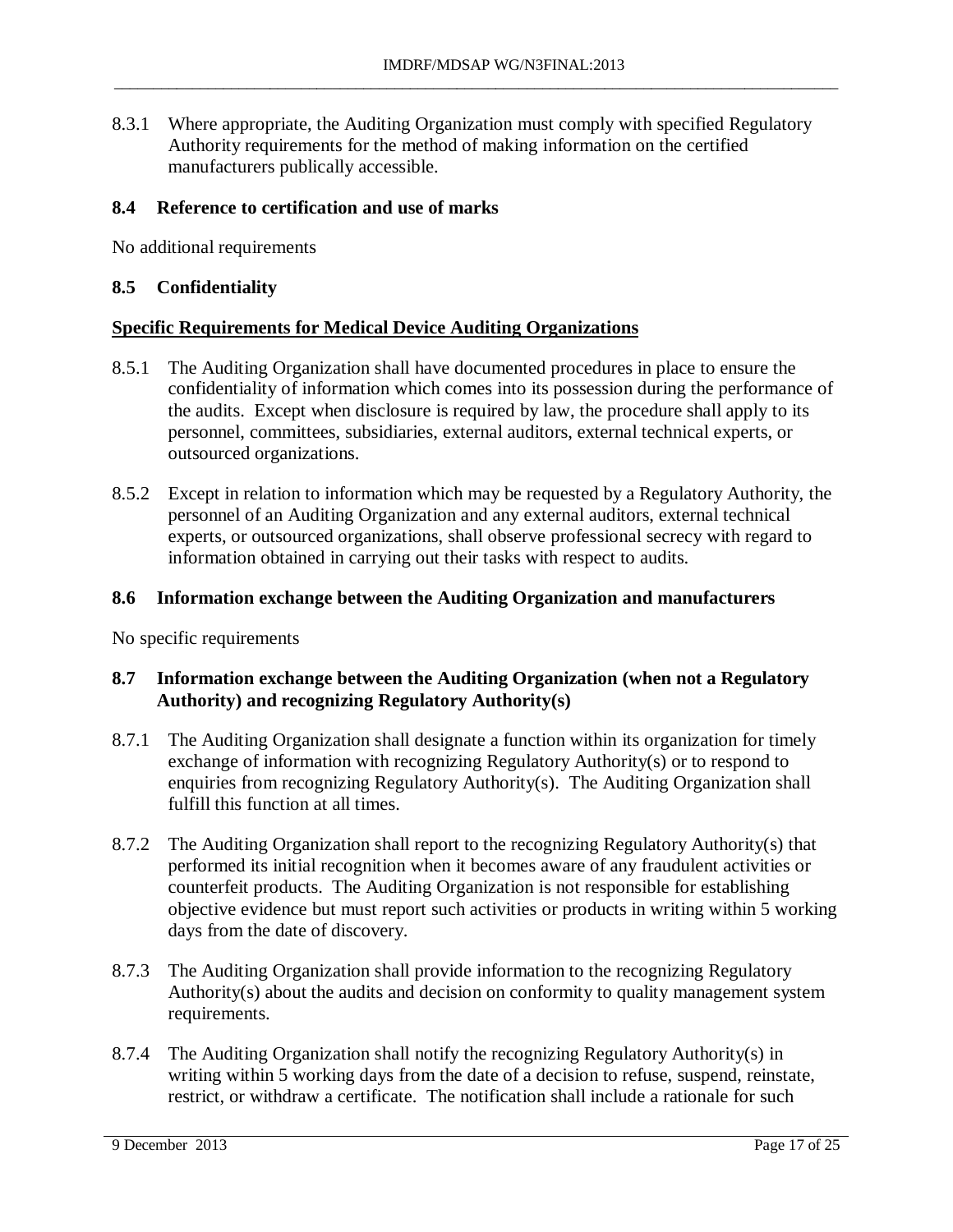8.3.1 Where appropriate, the Auditing Organization must comply with specified Regulatory Authority requirements for the method of making information on the certified manufacturers publically accessible.

### 8.4 Reference to certification and use of marks

No additional requirements

### 8.5 Confidentiality

**Specific Requirements for Medical Device Auditing Organizations**

8.5.1 The Auditing Organization shall have documented procedures in place to ensure the confidentiality of information which comes into its possession during the performance of the audits. Except when disclosure is required by law, the procedure shall apply to its personnel, committees, subsidiaries, external auditors, external technical experts, or outsourced organizations.

8.5.2 Except in relation to information which may be requested by a Regulatory Authority, the personnel of an Auditing Organization and any external auditors, external technical experts, or outsourced organizations, shall observe professional secrecy with regard to information obtained in carrying out their tasks with respect to audits.

### 8.6 Information exchange between the Auditing Organization and manufacturers

No specific requirements

### 8.7 Information exchange between the Auditing Organization (when not a Regulatory Authority) and recognizing Regulatory Authority(s)

8.7.1 The Auditing Organization shall designate a function within its organization for timely exchange of information with recognizing Regulatory Authority(s) or to respond to enquiries from recognizing Regulatory Authority(s). The Auditing Organization shall fulfill this function at all times.

8.7.2 The Auditing Organization shall report to the recognizing Regulatory Authority(s) that performed its initial recognition when it becomes aware of any fraudulent activities or counterfeit products. The Auditing Organization is not responsible for establishing objective evidence but must report such activities or products in writing within 5 working days from the date of discovery.

8.7.3 The Auditing Organization shall provide information to the recognizing Regulatory Authority(s) about the audits and decision on conformity to quality management system requirements.

8.7.4 The Auditing Organization shall notify the recognizing Regulatory Authority(s) in writing within 5 working days from the date of a decision to refuse, suspend, reinstate, restrict, or withdraw a certificate. The notification shall include a rationale for such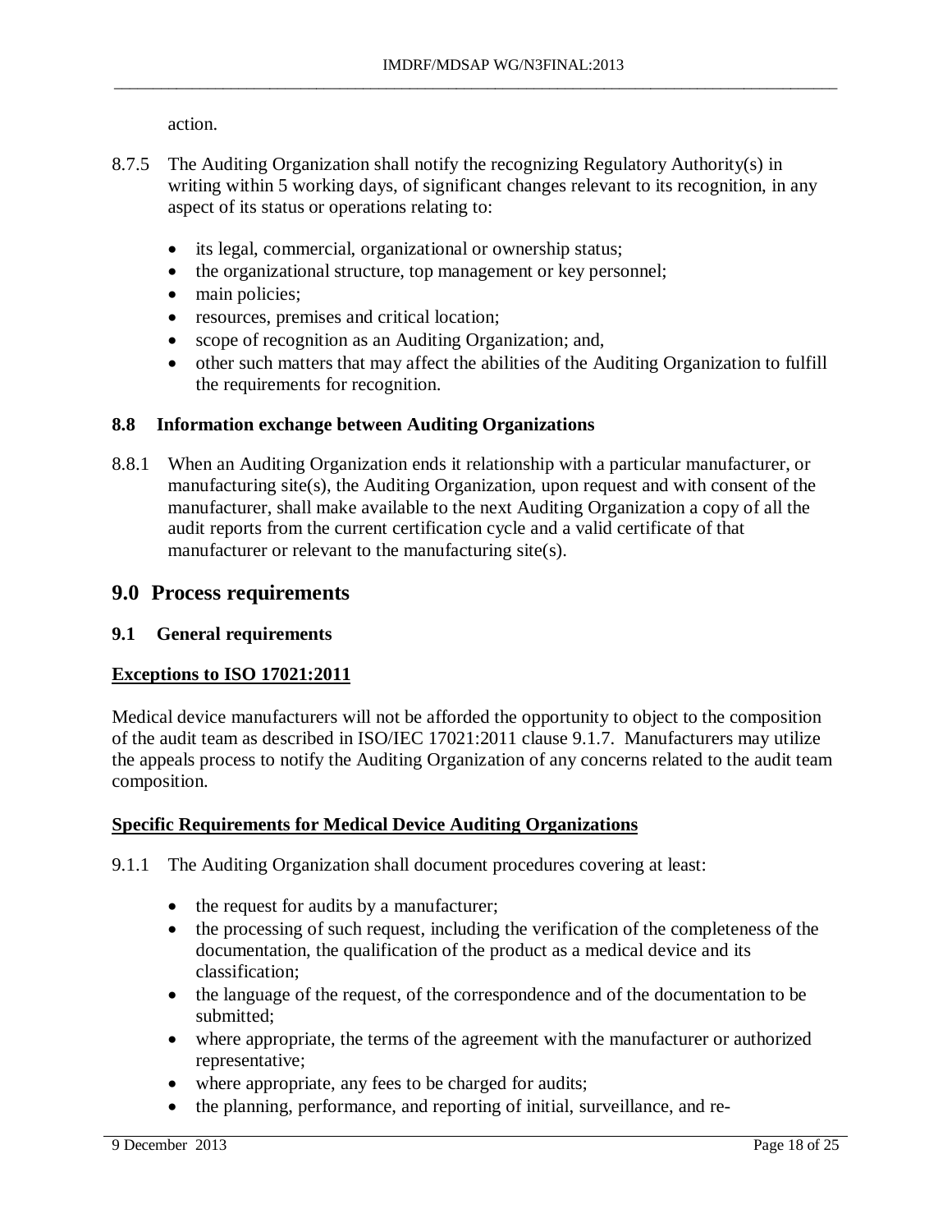action.

8.7.5 The Auditing Organization shall notify the recognizing Regulatory Authority(s) in writing within 5 working days, of significant changes relevant to its recognition, in any aspect of its status or operations relating to:

- its legal, commercial, organizational or ownership status;
- the organizational structure, top management or key personnel;
- main policies;
- resources, premises and critical location;
- scope of recognition as an Auditing Organization; and,
- other such matters that may affect the abilities of the Auditing Organization to fulfill the requirements for recognition.

### 8.8 Information exchange between Auditing Organizations

8.8.1 When an Auditing Organization ends it relationship with a particular manufacturer, or manufacturing site(s), the Auditing Organization, upon request and with consent of the manufacturer, shall make available to the next Auditing Organization a copy of all the audit reports from the current certification cycle and a valid certificate of that manufacturer or relevant to the manufacturing site(s).

## 9.0 Process requirements

### 9.1 General requirements

**Exceptions to ISO 17021:2011**

Medical device manufacturers will not be afforded the opportunity to object to the composition of the audit team as described in ISO/IEC 17021:2011 clause 9.1.7. Manufacturers may utilize the appeals process to notify the Auditing Organization of any concerns related to the audit team composition.

**Specific Requirements for Medical Device Auditing Organizations**

9.1.1 The Auditing Organization shall document procedures covering at least:

- the request for audits by a manufacturer;
- the processing of such request, including the verification of the completeness of the documentation, the qualification of the product as a medical device and its classification;
- the language of the request, of the correspondence and of the documentation to be submitted;
- where appropriate, the terms of the agreement with the manufacturer or authorized representative;
- where appropriate, any fees to be charged for audits;
- the planning, performance, and reporting of initial, surveillance, and re-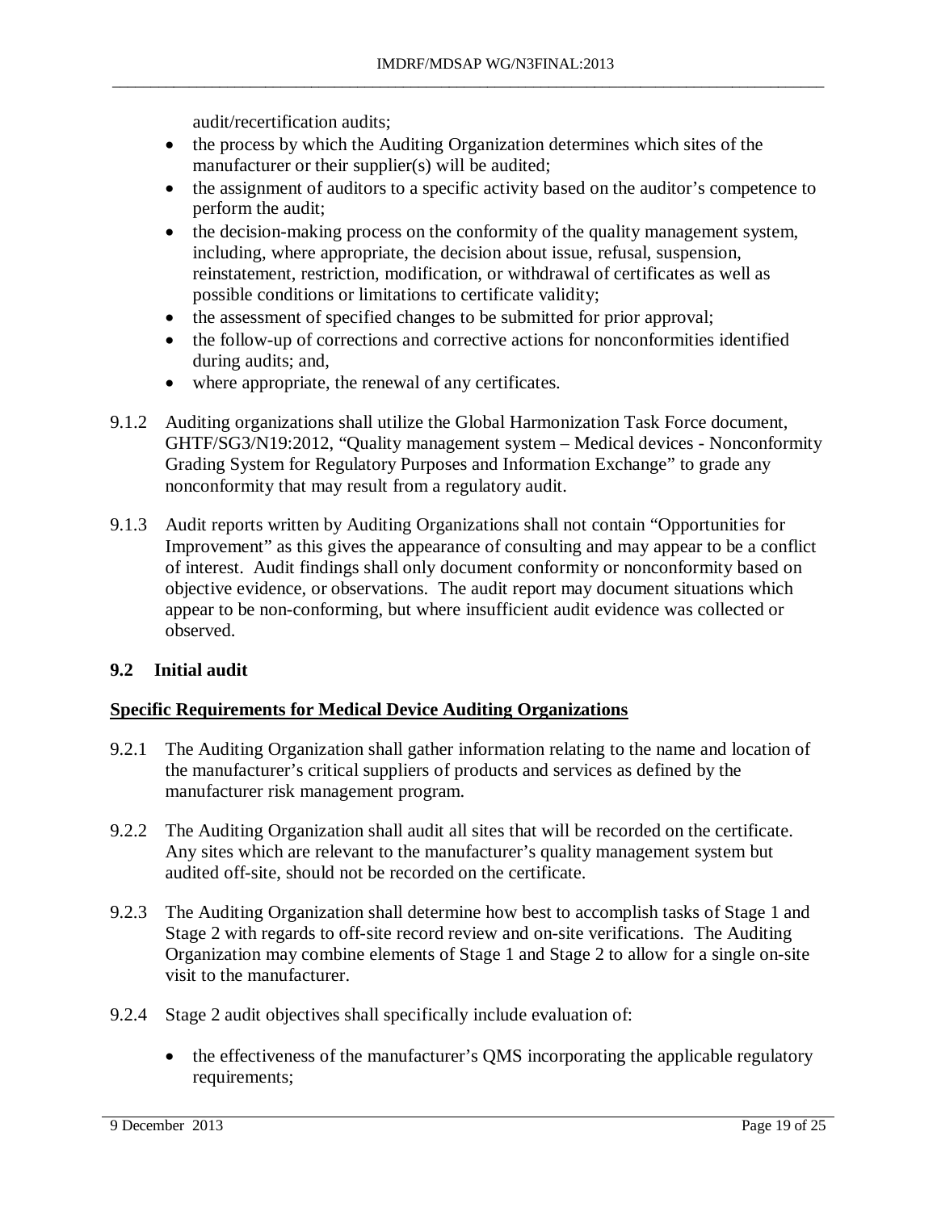audit/recertification audits;

- the process by which the Auditing Organization determines which sites of the manufacturer or their supplier(s) will be audited;
- the assignment of auditors to a specific activity based on the auditor's competence to perform the audit;
- the decision-making process on the conformity of the quality management system, including, where appropriate, the decision about issue, refusal, suspension, reinstatement, restriction, modification, or withdrawal of certificates as well as possible conditions or limitations to certificate validity;
- the assessment of specified changes to be submitted for prior approval;
- the follow-up of corrections and corrective actions for nonconformities identified during audits; and,
- where appropriate, the renewal of any certificates.

9.1.2 Auditing organizations shall utilize the Global Harmonization Task Force document, GHTF/SG3/N19:2012, "Quality management system – Medical devices - Nonconformity Grading System for Regulatory Purposes and Information Exchange" to grade any nonconformity that may result from a regulatory audit.

9.1.3 Audit reports written by Auditing Organizations shall not contain "Opportunities for Improvement" as this gives the appearance of consulting and may appear to be a conflict of interest. Audit findings shall only document conformity or nonconformity based on objective evidence, or observations. The audit report may document situations which appear to be non-conforming, but where insufficient audit evidence was collected or observed.

## 9.2 Initial audit

**Specific Requirements for Medical Device Auditing Organizations**

9.2.1 The Auditing Organization shall gather information relating to the name and location of the manufacturer's critical suppliers of products and services as defined by the manufacturer risk management program.

9.2.2 The Auditing Organization shall audit all sites that will be recorded on the certificate. Any sites which are relevant to the manufacturer's quality management system but audited off-site, should not be recorded on the certificate.

9.2.3 The Auditing Organization shall determine how best to accomplish tasks of Stage 1 and Stage 2 with regards to off-site record review and on-site verifications. The Auditing Organization may combine elements of Stage 1 and Stage 2 to allow for a single on-site visit to the manufacturer.

9.2.4 Stage 2 audit objectives shall specifically include evaluation of:

- the effectiveness of the manufacturer's QMS incorporating the applicable regulatory requirements;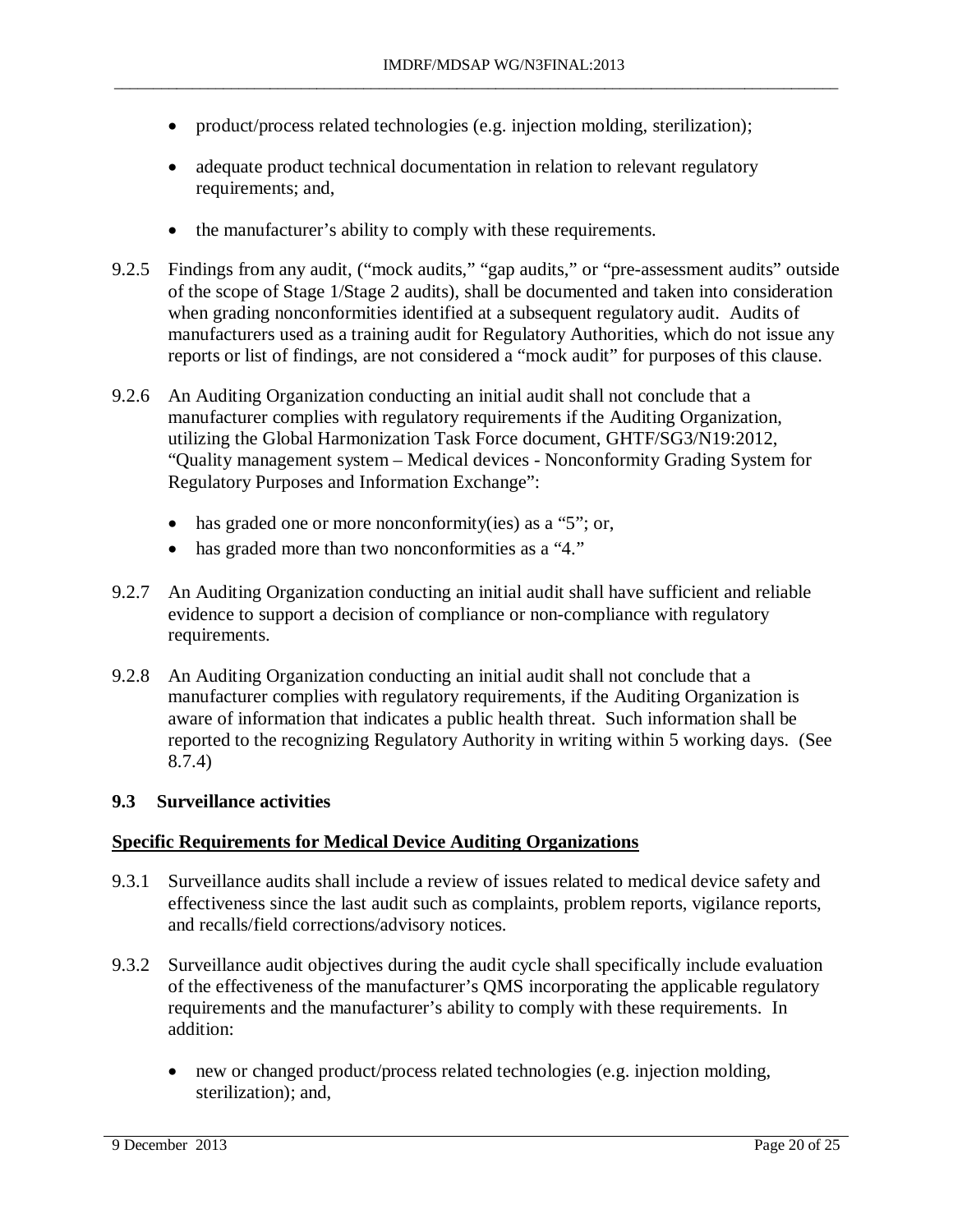- product/process related technologies (e.g. injection molding, sterilization);
- adequate product technical documentation in relation to relevant regulatory requirements; and,
- the manufacturer's ability to comply with these requirements.

9.2.5 Findings from any audit, ("mock audits," "gap audits," or "pre-assessment audits" outside of the scope of Stage 1/Stage 2 audits), shall be documented and taken into consideration when grading nonconformities identified at a subsequent regulatory audit. Audits of manufacturers used as a training audit for Regulatory Authorities, which do not issue any reports or list of findings, are not considered a "mock audit" for purposes of this clause.

9.2.6 An Auditing Organization conducting an initial audit shall not conclude that a manufacturer complies with regulatory requirements if the Auditing Organization, utilizing the Global Harmonization Task Force document, GHTF/SG3/N19:2012, "Quality management system – Medical devices - Nonconformity Grading System for Regulatory Purposes and Information Exchange":

- has graded one or more nonconformity(ies) as a "5"; or,
- has graded more than two nonconformities as a "4."

9.2.7 An Auditing Organization conducting an initial audit shall have sufficient and reliable evidence to support a decision of compliance or non-compliance with regulatory requirements.

9.2.8 An Auditing Organization conducting an initial audit shall not conclude that a manufacturer complies with regulatory requirements, if the Auditing Organization is aware of information that indicates a public health threat. Such information shall be reported to the recognizing Regulatory Authority in writing within 5 working days. (See 8.7.4)

### 9.3 Surveillance activities

**Specific Requirements for Medical Device Auditing Organizations**

9.3.1 Surveillance audits shall include a review of issues related to medical device safety and effectiveness since the last audit such as complaints, problem reports, vigilance reports, and recalls/field corrections/advisory notices.

9.3.2 Surveillance audit objectives during the audit cycle shall specifically include evaluation of the effectiveness of the manufacturer's QMS incorporating the applicable regulatory requirements and the manufacturer's ability to comply with these requirements. In addition:

- new or changed product/process related technologies (e.g. injection molding, sterilization); and,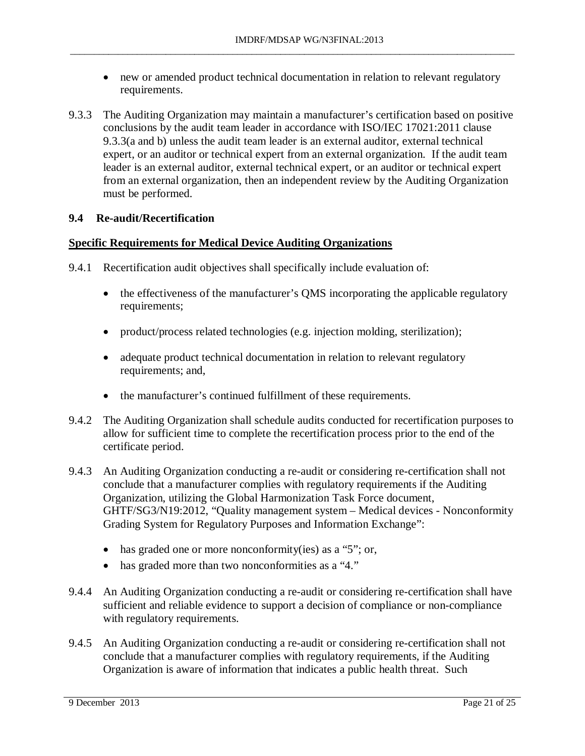- new or amended product technical documentation in relation to relevant regulatory requirements.

9.3.3 The Auditing Organization may maintain a manufacturer's certification based on positive conclusions by the audit team leader in accordance with ISO/IEC 17021:2011 clause 9.3.3(a and b) unless the audit team leader is an external auditor, external technical expert, or an auditor or technical expert from an external organization. If the audit team leader is an external auditor, external technical expert, or an auditor or technical expert from an external organization, then an independent review by the Auditing Organization must be performed.

### 9.4 Re-audit/Recertification

**Specific Requirements for Medical Device Auditing Organizations**

9.4.1 Recertification audit objectives shall specifically include evaluation of:

- the effectiveness of the manufacturer's QMS incorporating the applicable regulatory requirements;
- product/process related technologies (e.g. injection molding, sterilization);
- adequate product technical documentation in relation to relevant regulatory requirements; and,
- the manufacturer's continued fulfillment of these requirements.

9.4.2 The Auditing Organization shall schedule audits conducted for recertification purposes to allow for sufficient time to complete the recertification process prior to the end of the certificate period.

9.4.3 An Auditing Organization conducting a re-audit or considering re-certification shall not conclude that a manufacturer complies with regulatory requirements if the Auditing Organization, utilizing the Global Harmonization Task Force document, GHTF/SG3/N19:2012, "Quality management system – Medical devices - Nonconformity Grading System for Regulatory Purposes and Information Exchange":

- has graded one or more nonconformity(ies) as a "5"; or,
- has graded more than two nonconformities as a "4."

9.4.4 An Auditing Organization conducting a re-audit or considering re-certification shall have sufficient and reliable evidence to support a decision of compliance or non-compliance with regulatory requirements.

9.4.5 An Auditing Organization conducting a re-audit or considering re-certification shall not conclude that a manufacturer complies with regulatory requirements, if the Auditing Organization is aware of information that indicates a public health threat. Such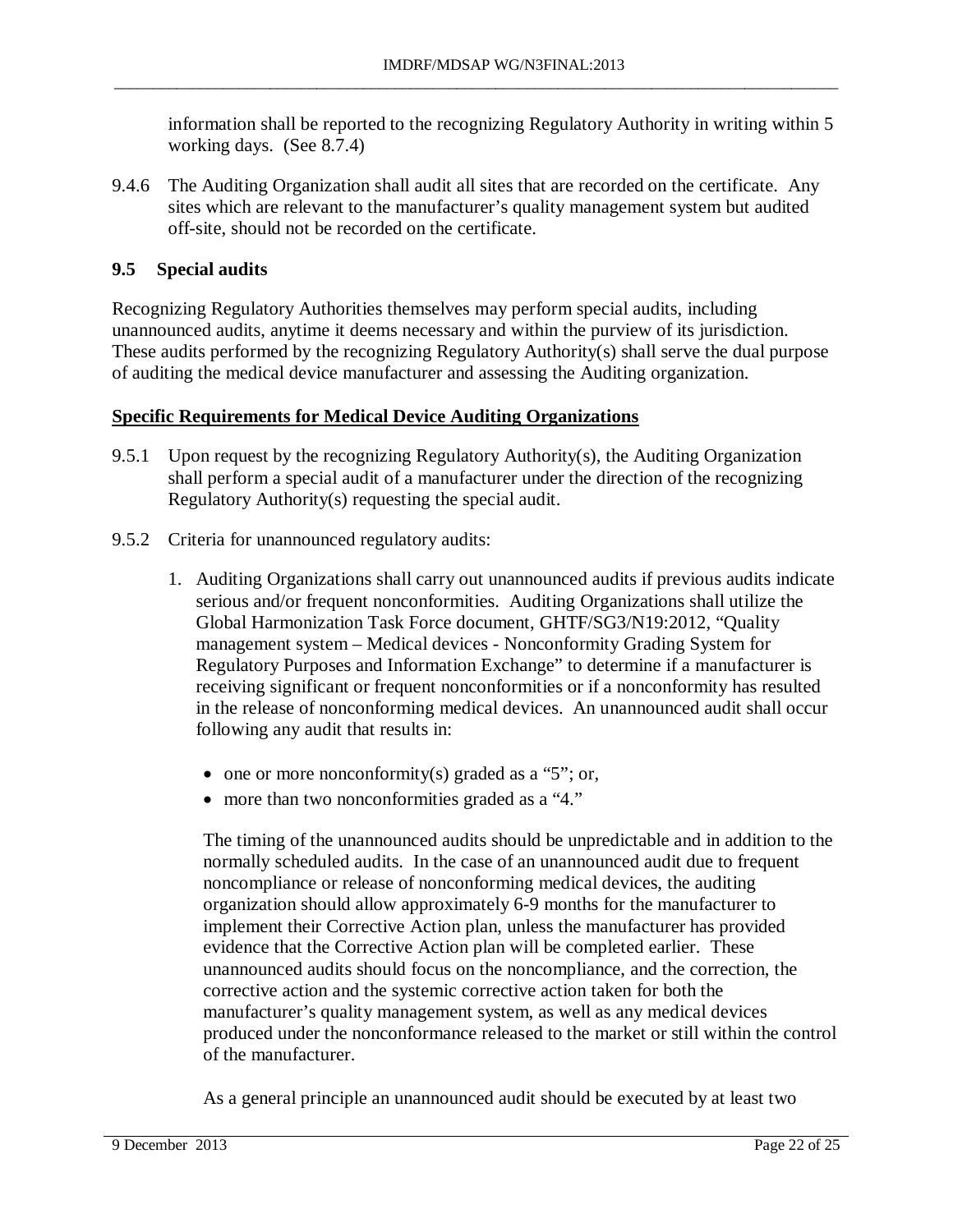information shall be reported to the recognizing Regulatory Authority in writing within 5 working days. (See 8.7.4)

9.4.6 The Auditing Organization shall audit all sites that are recorded on the certificate. Any sites which are relevant to the manufacturer's quality management system but audited off-site, should not be recorded on the certificate.

## 9.5 Special audits

Recognizing Regulatory Authorities themselves may perform special audits, including unannounced audits, anytime it deems necessary and within the purview of its jurisdiction. These audits performed by the recognizing Regulatory Authority(s) shall serve the dual purpose of auditing the medical device manufacturer and assessing the Auditing organization.

**Specific Requirements for Medical Device Auditing Organizations**

9.5.1 Upon request by the recognizing Regulatory Authority(s), the Auditing Organization shall perform a special audit of a manufacturer under the direction of the recognizing Regulatory Authority(s) requesting the special audit.

9.5.2 Criteria for unannounced regulatory audits:

1. Auditing Organizations shall carry out unannounced audits if previous audits indicate serious and/or frequent nonconformities. Auditing Organizations shall utilize the Global Harmonization Task Force document, GHTF/SG3/N19:2012, "Quality management system – Medical devices - Nonconformity Grading System for Regulatory Purposes and Information Exchange" to determine if a manufacturer is receiving significant or frequent nonconformities or if a nonconformity has resulted in the release of nonconforming medical devices. An unannounced audit shall occur following any audit that results in:

   - one or more nonconformity(s) graded as a "5"; or,
   - more than two nonconformities graded as a "4."

   The timing of the unannounced audits should be unpredictable and in addition to the normally scheduled audits. In the case of an unannounced audit due to frequent noncompliance or release of nonconforming medical devices, the auditing organization should allow approximately 6-9 months for the manufacturer to implement their Corrective Action plan, unless the manufacturer has provided evidence that the Corrective Action plan will be completed earlier. These unannounced audits should focus on the noncompliance, and the correction, the corrective action and the systemic corrective action taken for both the manufacturer's quality management system, as well as any medical devices produced under the nonconformance released to the market or still within the control of the manufacturer.

   As a general principle an unannounced audit should be executed by at least two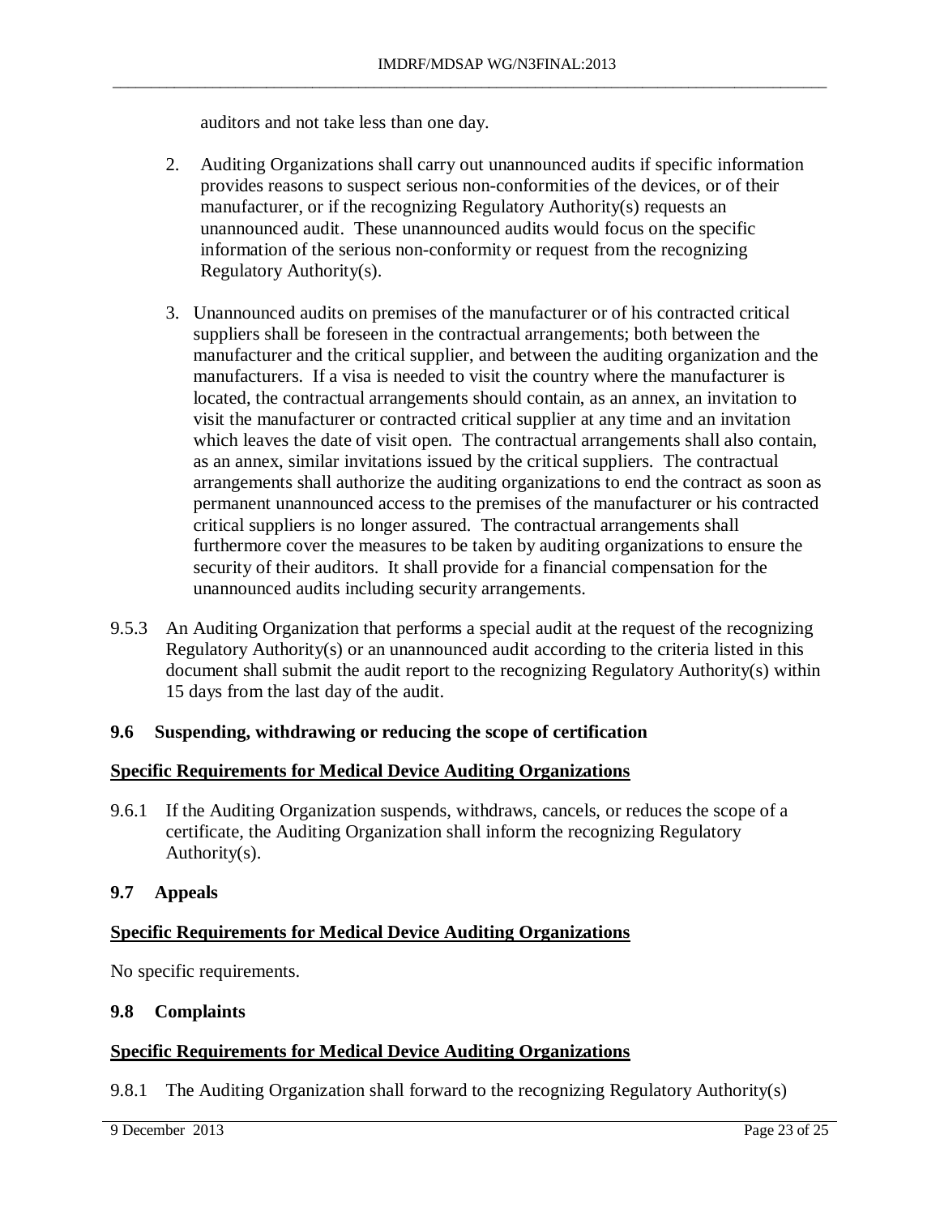auditors and not take less than one day.

2. Auditing Organizations shall carry out unannounced audits if specific information provides reasons to suspect serious non-conformities of the devices, or of their manufacturer, or if the recognizing Regulatory Authority(s) requests an unannounced audit. These unannounced audits would focus on the specific information of the serious non-conformity or request from the recognizing Regulatory Authority(s).

3. Unannounced audits on premises of the manufacturer or of his contracted critical suppliers shall be foreseen in the contractual arrangements; both between the manufacturer and the critical supplier, and between the auditing organization and the manufacturers. If a visa is needed to visit the country where the manufacturer is located, the contractual arrangements should contain, as an annex, an invitation to visit the manufacturer or contracted critical supplier at any time and an invitation which leaves the date of visit open. The contractual arrangements shall also contain, as an annex, similar invitations issued by the critical suppliers. The contractual arrangements shall authorize the auditing organizations to end the contract as soon as permanent unannounced access to the premises of the manufacturer or his contracted critical suppliers is no longer assured. The contractual arrangements shall furthermore cover the measures to be taken by auditing organizations to ensure the security of their auditors. It shall provide for a financial compensation for the unannounced audits including security arrangements.

9.5.3 An Auditing Organization that performs a special audit at the request of the recognizing Regulatory Authority(s) or an unannounced audit according to the criteria listed in this document shall submit the audit report to the recognizing Regulatory Authority(s) within 15 days from the last day of the audit.

### 9.6 Suspending, withdrawing or reducing the scope of certification

**Specific Requirements for Medical Device Auditing Organizations**

9.6.1 If the Auditing Organization suspends, withdraws, cancels, or reduces the scope of a certificate, the Auditing Organization shall inform the recognizing Regulatory Authority(s).

### 9.7 Appeals

**Specific Requirements for Medical Device Auditing Organizations**

No specific requirements.

### 9.8 Complaints

**Specific Requirements for Medical Device Auditing Organizations**

9.8.1 The Auditing Organization shall forward to the recognizing Regulatory Authority(s)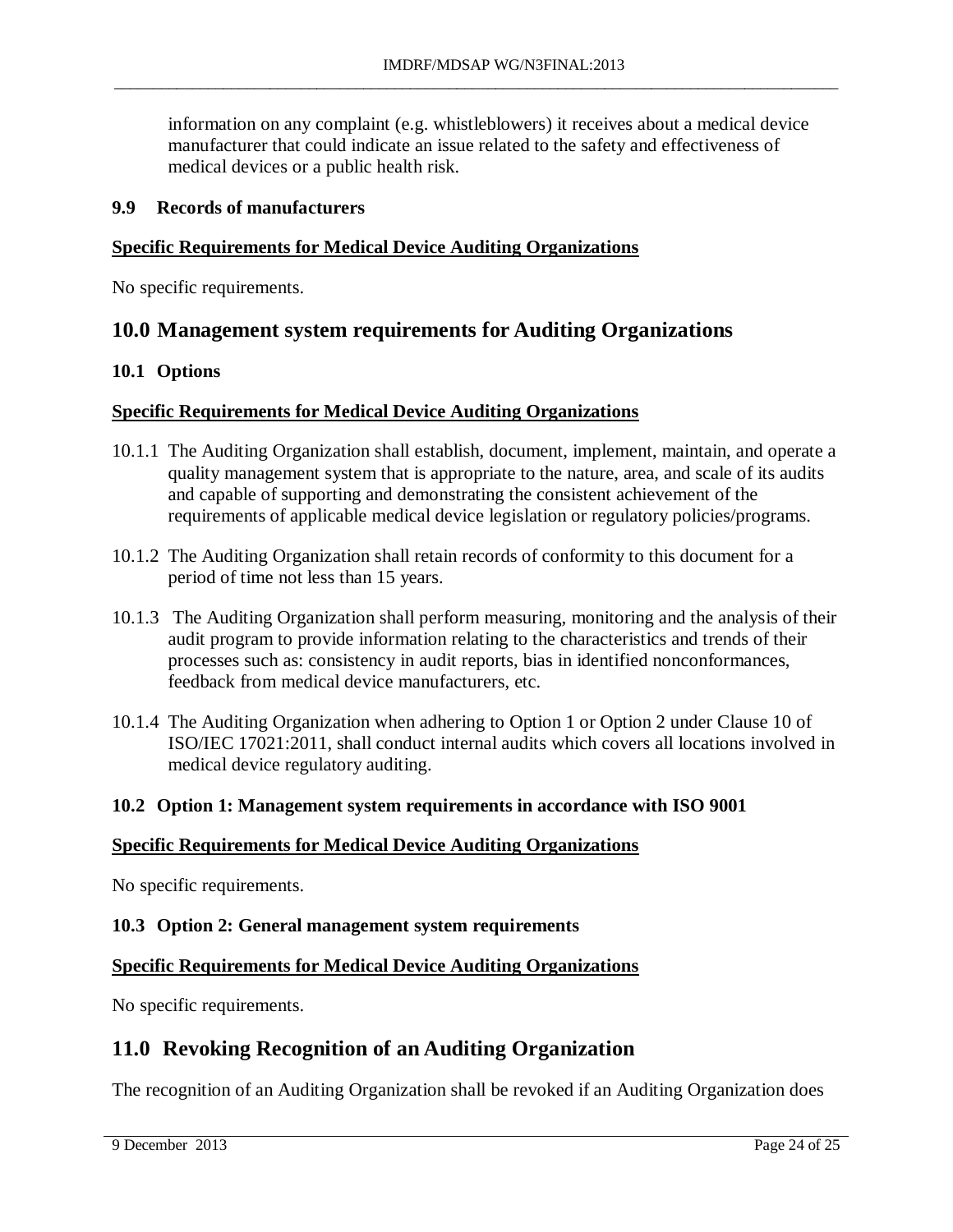information on any complaint (e.g. whistleblowers) it receives about a medical device manufacturer that could indicate an issue related to the safety and effectiveness of medical devices or a public health risk.

### 9.9 Records of manufacturers

**Specific Requirements for Medical Device Auditing Organizations**

No specific requirements.

## 10.0 Management system requirements for Auditing Organizations

### 10.1 Options

**Specific Requirements for Medical Device Auditing Organizations**

10.1.1 The Auditing Organization shall establish, document, implement, maintain, and operate a quality management system that is appropriate to the nature, area, and scale of its audits and capable of supporting and demonstrating the consistent achievement of the requirements of applicable medical device legislation or regulatory policies/programs.

10.1.2 The Auditing Organization shall retain records of conformity to this document for a period of time not less than 15 years.

10.1.3 The Auditing Organization shall perform measuring, monitoring and the analysis of their audit program to provide information relating to the characteristics and trends of their processes such as: consistency in audit reports, bias in identified nonconformances, feedback from medical device manufacturers, etc.

10.1.4 The Auditing Organization when adhering to Option 1 or Option 2 under Clause 10 of ISO/IEC 17021:2011, shall conduct internal audits which covers all locations involved in medical device regulatory auditing.

### 10.2 Option 1: Management system requirements in accordance with ISO 9001

**Specific Requirements for Medical Device Auditing Organizations**

No specific requirements.

### 10.3 Option 2: General management system requirements

**Specific Requirements for Medical Device Auditing Organizations**

No specific requirements.

## 11.0 Revoking Recognition of an Auditing Organization

The recognition of an Auditing Organization shall be revoked if an Auditing Organization does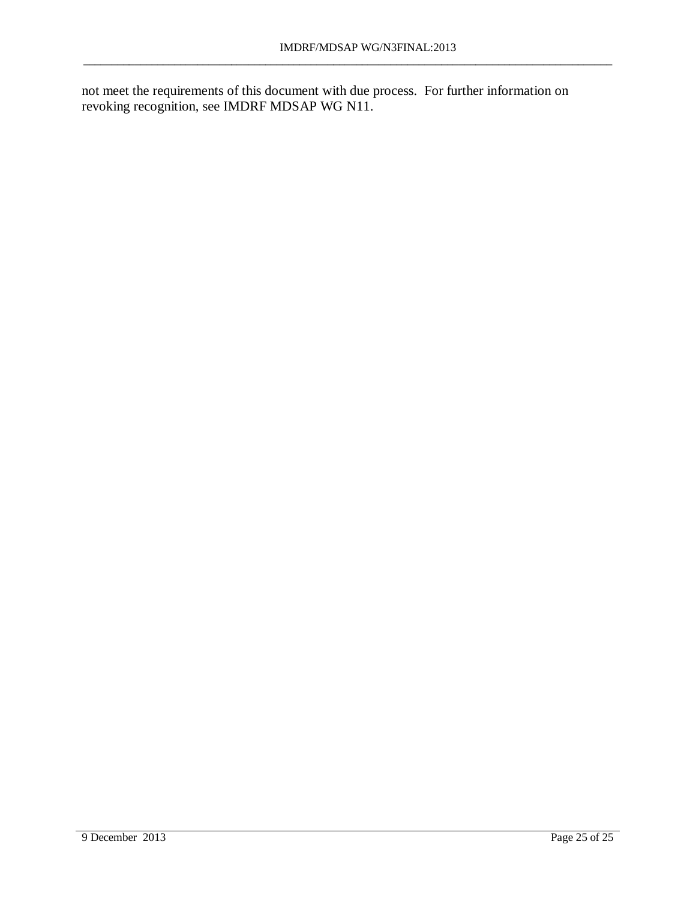not meet the requirements of this document with due process. For further information on revoking recognition, see IMDRF MDSAP WG N11.